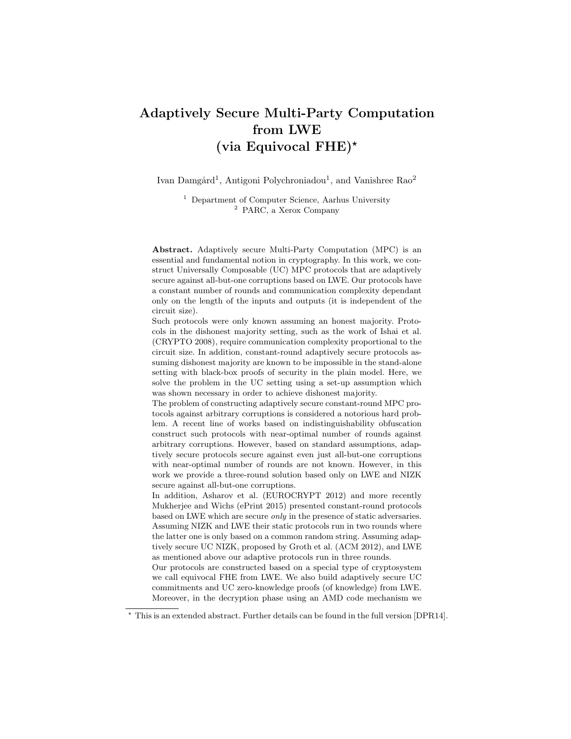# Adaptively Secure Multi-Party Computation from LWE (via Equivocal FHE)*

Ivan Damgård[1], Antigoni Polychroniadou[1], and Vanishree Rao[2]

[1] Department of Computer Science, Aarhus University
[2] PARC, a Xerox Company

**Abstract.** Adaptively secure Multi-Party Computation (MPC) is an essential and fundamental notion in cryptography. In this work, we construct Universally Composable (UC) MPC protocols that are adaptively secure against all-but-one corruptions based on LWE. Our protocols have a constant number of rounds and communication complexity dependant only on the length of the inputs and outputs (it is independent of the circuit size).

Such protocols were only known assuming an honest majority. Protocols in the dishonest majority setting, such as the work of Ishai et al. (CRYPTO 2008), require communication complexity proportional to the circuit size. In addition, constant-round adaptively secure protocols assuming dishonest majority are known to be impossible in the stand-alone setting with black-box proofs of security in the plain model. Here, we solve the problem in the UC setting using a set-up assumption which was shown necessary in order to achieve dishonest majority.

The problem of constructing adaptively secure constant-round MPC protocols against arbitrary corruptions is considered a notorious hard problem. A recent line of works based on indistinguishability obfuscation construct such protocols with near-optimal number of rounds against arbitrary corruptions. However, based on standard assumptions, adaptively secure protocols secure against even just all-but-one corruptions with near-optimal number of rounds are not known. However, in this work we provide a three-round solution based only on LWE and NIZK secure against all-but-one corruptions.

In addition, Asharov et al. (EUROCRYPT 2012) and more recently Mukherjee and Wichs (ePrint 2015) presented constant-round protocols based on LWE which are secure *only* in the presence of static adversaries. Assuming NIZK and LWE their static protocols run in two rounds where the latter one is only based on a common random string. Assuming adaptively secure UC NIZK, proposed by Groth et al. (ACM 2012), and LWE as mentioned above our adaptive protocols run in three rounds.

Our protocols are constructed based on a special type of cryptosystem we call equivocal FHE from LWE. We also build adaptively secure UC commitments and UC zero-knowledge proofs (of knowledge) from LWE. Moreover, in the decryption phase using an AMD code mechanism we

---

* This is an extended abstract. Further details can be found in the full version [DPR14].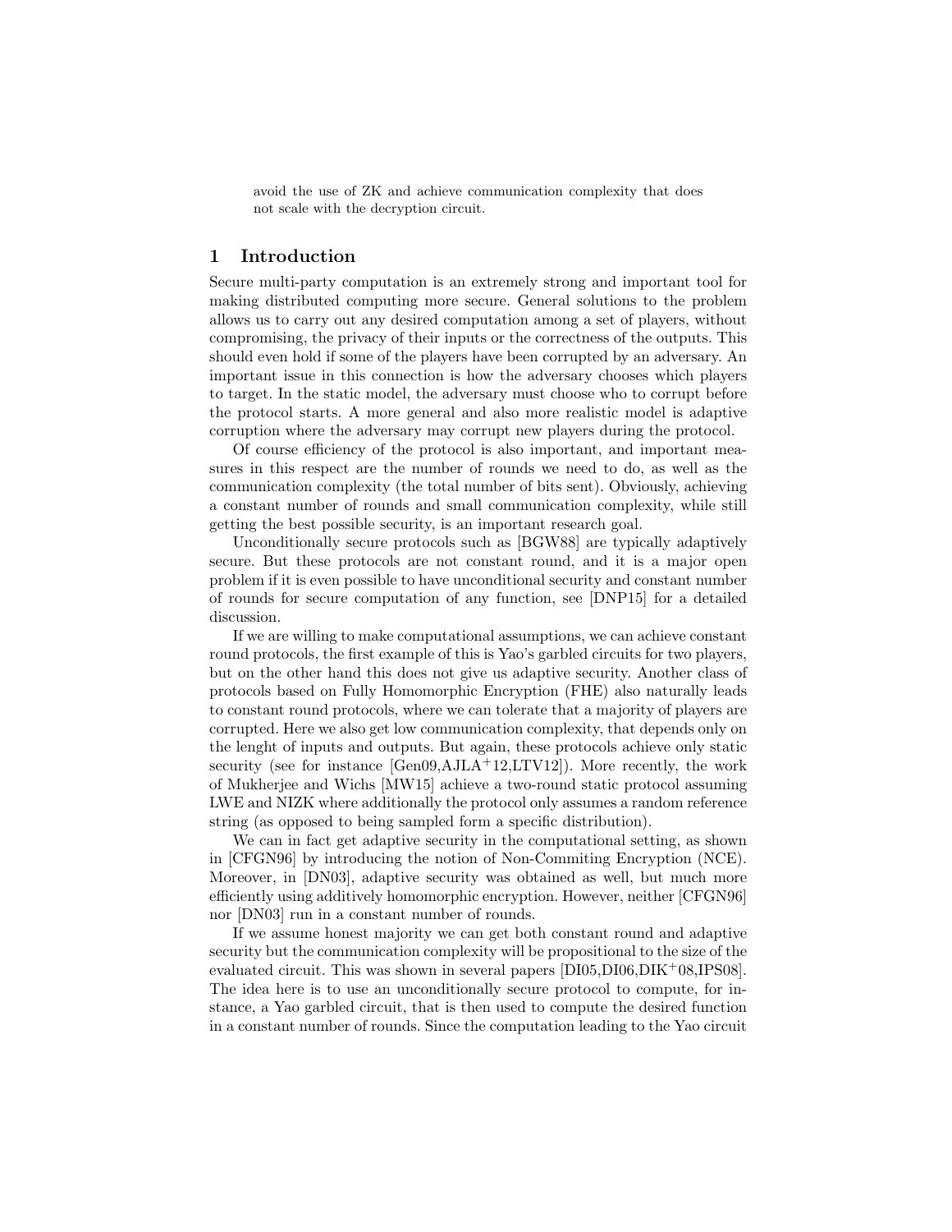avoid the use of ZK and achieve communication complexity that does not scale with the decryption circuit.

## 1 Introduction

Secure multi-party computation is an extremely strong and important tool for making distributed computing more secure. General solutions to the problem allows us to carry out any desired computation among a set of players, without compromising, the privacy of their inputs or the correctness of the outputs. This should even hold if some of the players have been corrupted by an adversary. An important issue in this connection is how the adversary chooses which players to target. In the static model, the adversary must choose who to corrupt before the protocol starts. A more general and also more realistic model is adaptive corruption where the adversary may corrupt new players during the protocol.

Of course efficiency of the protocol is also important, and important measures in this respect are the number of rounds we need to do, as well as the communication complexity (the total number of bits sent). Obviously, achieving a constant number of rounds and small communication complexity, while still getting the best possible security, is an important research goal.

Unconditionally secure protocols such as [BGW88] are typically adaptively secure. But these protocols are not constant round, and it is a major open problem if it is even possible to have unconditional security and constant number of rounds for secure computation of any function, see [DNP15] for a detailed discussion.

If we are willing to make computational assumptions, we can achieve constant round protocols, the first example of this is Yao's garbled circuits for two players, but on the other hand this does not give us adaptive security. Another class of protocols based on Fully Homomorphic Encryption (FHE) also naturally leads to constant round protocols, where we can tolerate that a majority of players are corrupted. Here we also get low communication complexity, that depends only on the lenght of inputs and outputs. But again, these protocols achieve only static security (see for instance [Gen09,AJLA+12,LTV12]). More recently, the work of Mukherjee and Wichs [MW15] achieve a two-round static protocol assuming LWE and NIZK where additionally the protocol only assumes a random reference string (as opposed to being sampled form a specific distribution).

We can in fact get adaptive security in the computational setting, as shown in [CFGN96] by introducing the notion of Non-Commiting Encryption (NCE). Moreover, in [DN03], adaptive security was obtained as well, but much more efficiently using additively homomorphic encryption. However, neither [CFGN96] nor [DN03] run in a constant number of rounds.

If we assume honest majority we can get both constant round and adaptive security but the communication complexity will be propositional to the size of the evaluated circuit. This was shown in several papers [DI05,DI06,DIK+08,IPS08]. The idea here is to use an unconditionally secure protocol to compute, for instance, a Yao garbled circuit, that is then used to compute the desired function in a constant number of rounds. Since the computation leading to the Yao circuit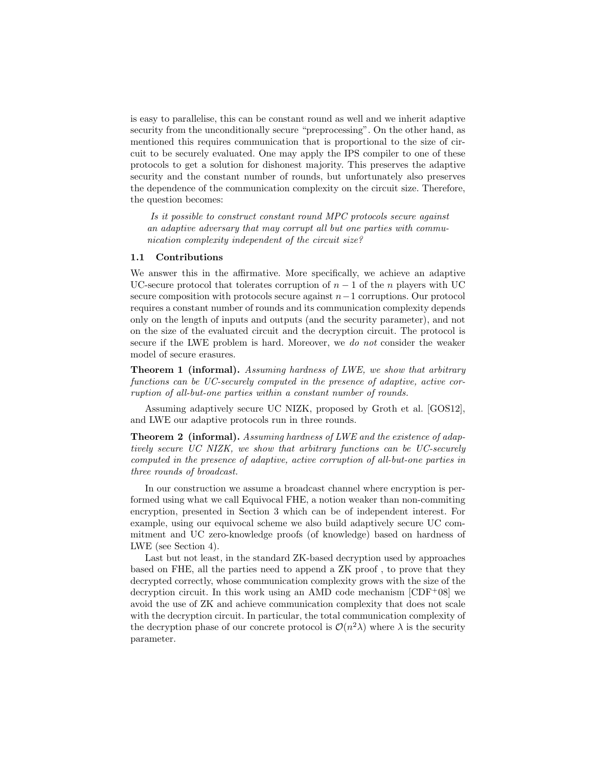is easy to parallelise, this can be constant round as well and we inherit adaptive security from the unconditionally secure "preprocessing". On the other hand, as mentioned this requires communication that is proportional to the size of circuit to be securely evaluated. One may apply the IPS compiler to one of these protocols to get a solution for dishonest majority. This preserves the adaptive security and the constant number of rounds, but unfortunately also preserves the dependence of the communication complexity on the circuit size. Therefore, the question becomes:

> *Is it possible to construct constant round MPC protocols secure against an adaptive adversary that may corrupt all but one parties with communication complexity independent of the circuit size?*

### 1.1 Contributions

We answer this in the affirmative. More specifically, we achieve an adaptive UC-secure protocol that tolerates corruption of $n-1$ of the $n$ players with UC secure composition with protocols secure against $n-1$ corruptions. Our protocol requires a constant number of rounds and its communication complexity depends only on the length of inputs and outputs (and the security parameter), and not on the size of the evaluated circuit and the decryption circuit. The protocol is secure if the LWE problem is hard. Moreover, we *do not* consider the weaker model of secure erasures.

**Theorem 1 (informal).** *Assuming hardness of LWE, we show that arbitrary functions can be UC-securely computed in the presence of adaptive, active corruption of all-but-one parties within a constant number of rounds.*

Assuming adaptively secure UC NIZK, proposed by Groth et al. [GOS12], and LWE our adaptive protocols run in three rounds.

**Theorem 2 (informal).** *Assuming hardness of LWE and the existence of adaptively secure UC NIZK, we show that arbitrary functions can be UC-securely computed in the presence of adaptive, active corruption of all-but-one parties in three rounds of broadcast.*

In our construction we assume a broadcast channel where encryption is performed using what we call Equivocal FHE, a notion weaker than non-commiting encryption, presented in Section 3 which can be of independent interest. For example, using our equivocal scheme we also build adaptively secure UC commitment and UC zero-knowledge proofs (of knowledge) based on hardness of LWE (see Section 4).

Last but not least, in the standard ZK-based decryption used by approaches based on FHE, all the parties need to append a ZK proof , to prove that they decrypted correctly, whose communication complexity grows with the size of the decryption circuit. In this work using an AMD code mechanism [CDF+08] we avoid the use of ZK and achieve communication complexity that does not scale with the decryption circuit. In particular, the total communication complexity of the decryption phase of our concrete protocol is $\mathcal{O}(n^2\lambda)$ where $\lambda$ is the security parameter.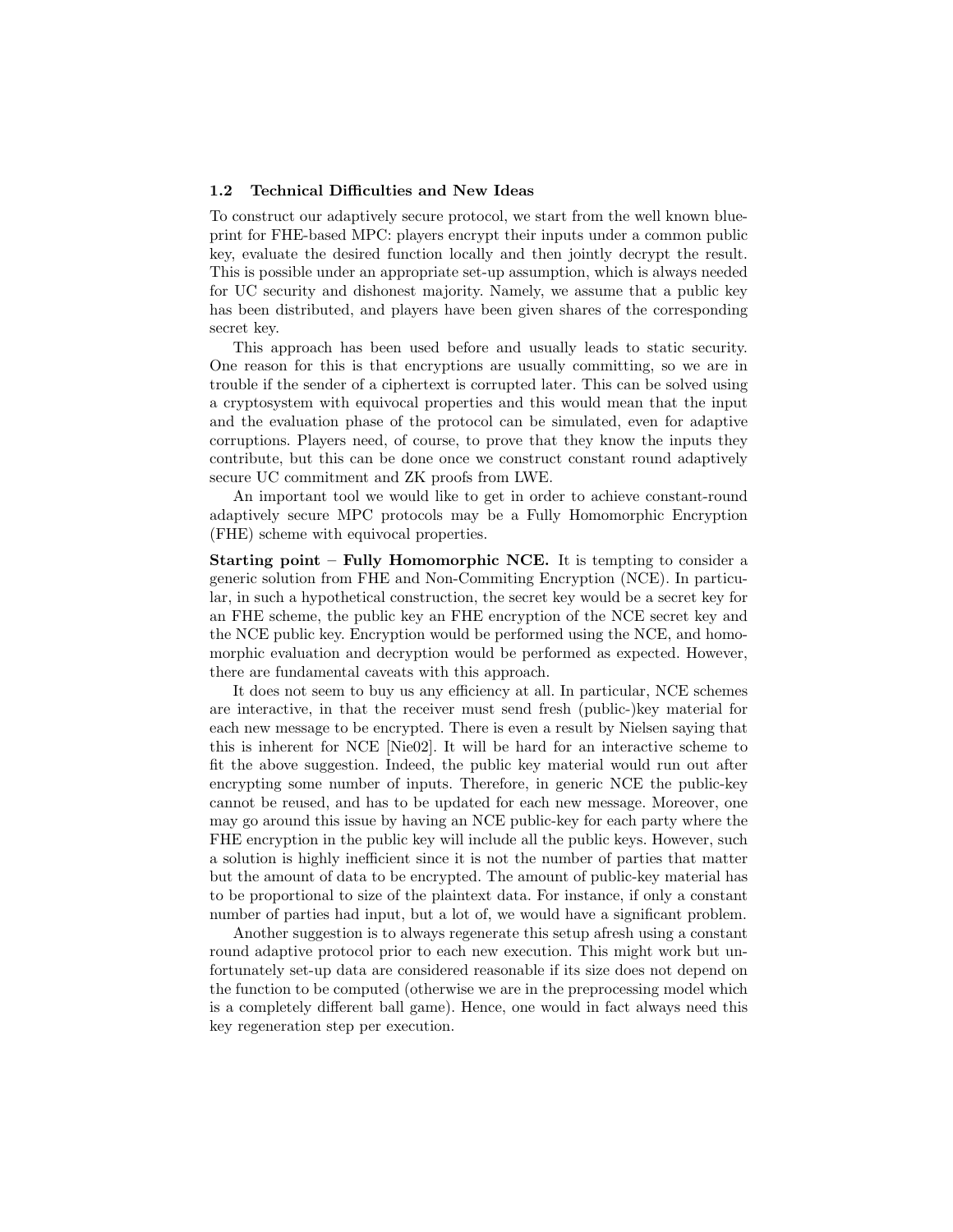### 1.2 Technical Difficulties and New Ideas

To construct our adaptively secure protocol, we start from the well known blueprint for FHE-based MPC: players encrypt their inputs under a common public key, evaluate the desired function locally and then jointly decrypt the result. This is possible under an appropriate set-up assumption, which is always needed for UC security and dishonest majority. Namely, we assume that a public key has been distributed, and players have been given shares of the corresponding secret key.

This approach has been used before and usually leads to static security. One reason for this is that encryptions are usually committing, so we are in trouble if the sender of a ciphertext is corrupted later. This can be solved using a cryptosystem with equivocal properties and this would mean that the input and the evaluation phase of the protocol can be simulated, even for adaptive corruptions. Players need, of course, to prove that they know the inputs they contribute, but this can be done once we construct constant round adaptively secure UC commitment and ZK proofs from LWE.

An important tool we would like to get in order to achieve constant-round adaptively secure MPC protocols may be a Fully Homomorphic Encryption (FHE) scheme with equivocal properties.

**Starting point – Fully Homomorphic NCE.** It is tempting to consider a generic solution from FHE and Non-Commiting Encryption (NCE). In particular, in such a hypothetical construction, the secret key would be a secret key for an FHE scheme, the public key an FHE encryption of the NCE secret key and the NCE public key. Encryption would be performed using the NCE, and homomorphic evaluation and decryption would be performed as expected. However, there are fundamental caveats with this approach.

It does not seem to buy us any efficiency at all. In particular, NCE schemes are interactive, in that the receiver must send fresh (public-)key material for each new message to be encrypted. There is even a result by Nielsen saying that this is inherent for NCE [Nie02]. It will be hard for an interactive scheme to fit the above suggestion. Indeed, the public key material would run out after encrypting some number of inputs. Therefore, in generic NCE the public-key cannot be reused, and has to be updated for each new message. Moreover, one may go around this issue by having an NCE public-key for each party where the FHE encryption in the public key will include all the public keys. However, such a solution is highly inefficient since it is not the number of parties that matter but the amount of data to be encrypted. The amount of public-key material has to be proportional to size of the plaintext data. For instance, if only a constant number of parties had input, but a lot of, we would have a significant problem.

Another suggestion is to always regenerate this setup afresh using a constant round adaptive protocol prior to each new execution. This might work but unfortunately set-up data are considered reasonable if its size does not depend on the function to be computed (otherwise we are in the preprocessing model which is a completely different ball game). Hence, one would in fact always need this key regeneration step per execution.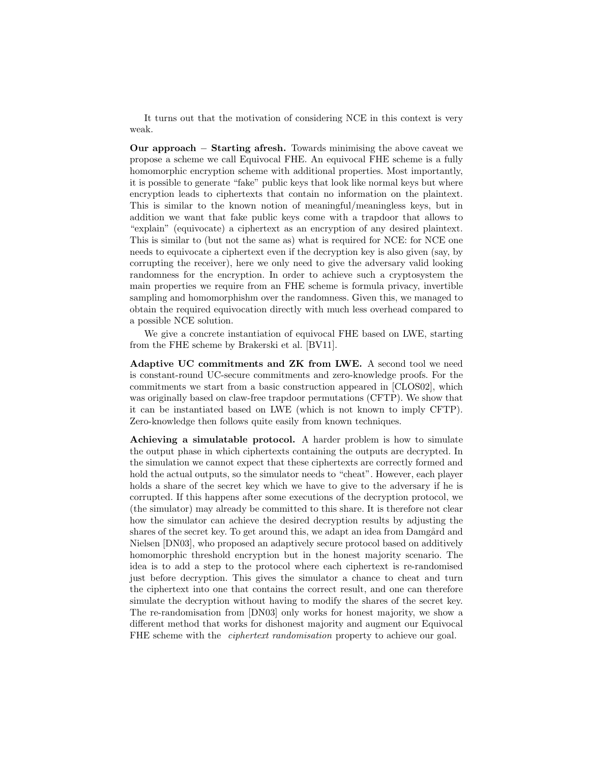It turns out that the motivation of considering NCE in this context is very weak.

**Our approach – Starting afresh.** Towards minimising the above caveat we propose a scheme we call Equivocal FHE. An equivocal FHE scheme is a fully homomorphic encryption scheme with additional properties. Most importantly, it is possible to generate "fake" public keys that look like normal keys but where encryption leads to ciphertexts that contain no information on the plaintext. This is similar to the known notion of meaningful/meaningless keys, but in addition we want that fake public keys come with a trapdoor that allows to "explain" (equivocate) a ciphertext as an encryption of any desired plaintext. This is similar to (but not the same as) what is required for NCE: for NCE one needs to equivocate a ciphertext even if the decryption key is also given (say, by corrupting the receiver), here we only need to give the adversary valid looking randomness for the encryption. In order to achieve such a cryptosystem the main properties we require from an FHE scheme is formula privacy, invertible sampling and homomorphishm over the randomness. Given this, we managed to obtain the required equivocation directly with much less overhead compared to a possible NCE solution.

We give a concrete instantiation of equivocal FHE based on LWE, starting from the FHE scheme by Brakerski et al. [BV11].

**Adaptive UC commitments and ZK from LWE.** A second tool we need is constant-round UC-secure commitments and zero-knowledge proofs. For the commitments we start from a basic construction appeared in [CLOS02], which was originally based on claw-free trapdoor permutations (CFTP). We show that it can be instantiated based on LWE (which is not known to imply CFTP). Zero-knowledge then follows quite easily from known techniques.

**Achieving a simulatable protocol.** A harder problem is how to simulate the output phase in which ciphertexts containing the outputs are decrypted. In the simulation we cannot expect that these ciphertexts are correctly formed and hold the actual outputs, so the simulator needs to "cheat". However, each player holds a share of the secret key which we have to give to the adversary if he is corrupted. If this happens after some executions of the decryption protocol, we (the simulator) may already be committed to this share. It is therefore not clear how the simulator can achieve the desired decryption results by adjusting the shares of the secret key. To get around this, we adapt an idea from Damgård and Nielsen [DN03], who proposed an adaptively secure protocol based on additively homomorphic threshold encryption but in the honest majority scenario. The idea is to add a step to the protocol where each ciphertext is re-randomised just before decryption. This gives the simulator a chance to cheat and turn the ciphertext into one that contains the correct result, and one can therefore simulate the decryption without having to modify the shares of the secret key. The re-randomisation from [DN03] only works for honest majority, we show a different method that works for dishonest majority and augment our Equivocal FHE scheme with the *ciphertext randomisation* property to achieve our goal.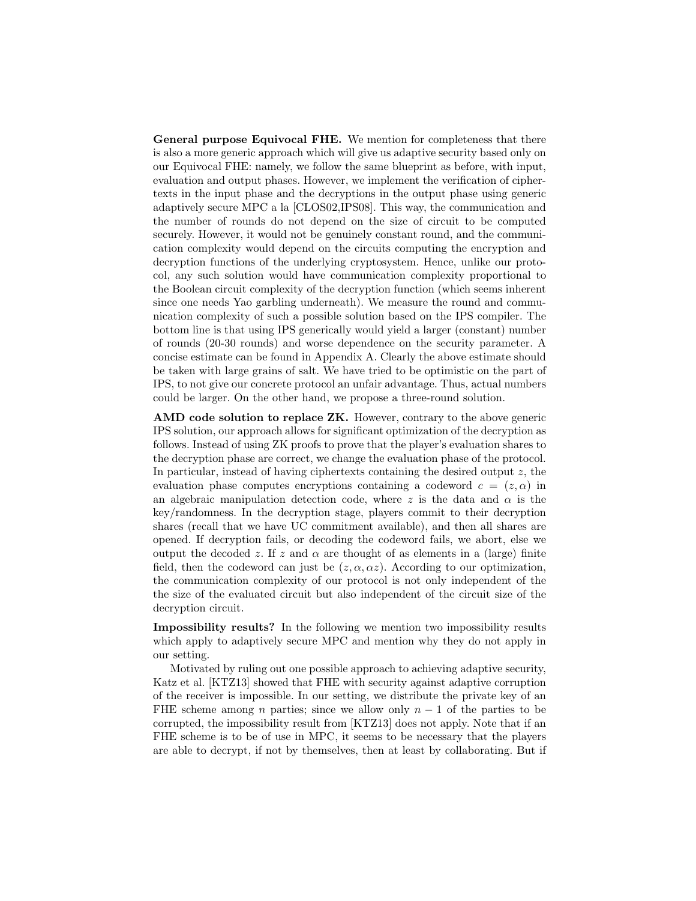**General purpose Equivocal FHE.** We mention for completeness that there is also a more generic approach which will give us adaptive security based only on our Equivocal FHE: namely, we follow the same blueprint as before, with input, evaluation and output phases. However, we implement the verification of ciphertexts in the input phase and the decryptions in the output phase using generic adaptively secure MPC a la [CLOS02,IPS08]. This way, the communication and the number of rounds do not depend on the size of circuit to be computed securely. However, it would not be genuinely constant round, and the communication complexity would depend on the circuits computing the encryption and decryption functions of the underlying cryptosystem. Hence, unlike our protocol, any such solution would have communication complexity proportional to the Boolean circuit complexity of the decryption function (which seems inherent since one needs Yao garbling underneath). We measure the round and communication complexity of such a possible solution based on the IPS compiler. The bottom line is that using IPS generically would yield a larger (constant) number of rounds (20-30 rounds) and worse dependence on the security parameter. A concise estimate can be found in Appendix A. Clearly the above estimate should be taken with large grains of salt. We have tried to be optimistic on the part of IPS, to not give our concrete protocol an unfair advantage. Thus, actual numbers could be larger. On the other hand, we propose a three-round solution.

**AMD code solution to replace ZK.** However, contrary to the above generic IPS solution, our approach allows for significant optimization of the decryption as follows. Instead of using ZK proofs to prove that the player's evaluation shares to the decryption phase are correct, we change the evaluation phase of the protocol. In particular, instead of having ciphertexts containing the desired output $z$, the evaluation phase computes encryptions containing a codeword $c = (z, \alpha)$ in an algebraic manipulation detection code, where $z$ is the data and $\alpha$ is the key/randomness. In the decryption stage, players commit to their decryption shares (recall that we have UC commitment available), and then all shares are opened. If decryption fails, or decoding the codeword fails, we abort, else we output the decoded $z$. If $z$ and $\alpha$ are thought of as elements in a (large) finite field, then the codeword can just be $(z, \alpha, \alpha z)$. According to our optimization, the communication complexity of our protocol is not only independent of the the size of the evaluated circuit but also independent of the circuit size of the decryption circuit.

**Impossibility results?** In the following we mention two impossibility results which apply to adaptively secure MPC and mention why they do not apply in our setting.

Motivated by ruling out one possible approach to achieving adaptive security, Katz et al. [KTZ13] showed that FHE with security against adaptive corruption of the receiver is impossible. In our setting, we distribute the private key of an FHE scheme among $n$ parties; since we allow only $n-1$ of the parties to be corrupted, the impossibility result from [KTZ13] does not apply. Note that if an FHE scheme is to be of use in MPC, it seems to be necessary that the players are able to decrypt, if not by themselves, then at least by collaborating. But if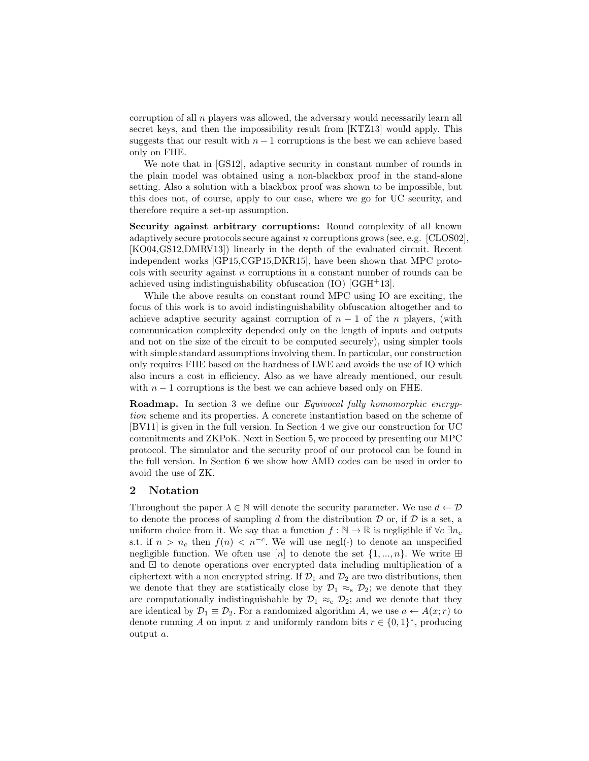corruption of all $n$ players was allowed, the adversary would necessarily learn all secret keys, and then the impossibility result from [KTZ13] would apply. This suggests that our result with $n-1$ corruptions is the best we can achieve based only on FHE.

We note that in [GS12], adaptive security in constant number of rounds in the plain model was obtained using a non-blackbox proof in the stand-alone setting. Also a solution with a blackbox proof was shown to be impossible, but this does not, of course, apply to our case, where we go for UC security, and therefore require a set-up assumption.

**Security against arbitrary corruptions:** Round complexity of all known adaptively secure protocols secure against $n$ corruptions grows (see, e.g. [CLOS02], [KO04,GS12,DMRV13]) linearly in the depth of the evaluated circuit. Recent independent works [GP15,CGP15,DKR15], have been shown that MPC protocols with security against $n$ corruptions in a constant number of rounds can be achieved using indistinguishability obfuscation (IO) [GGH+13].

While the above results on constant round MPC using IO are exciting, the focus of this work is to avoid indistinguishability obfuscation altogether and to achieve adaptive security against corruption of $n-1$ of the $n$ players, (with communication complexity depended only on the length of inputs and outputs and not on the size of the circuit to be computed securely), using simpler tools with simple standard assumptions involving them. In particular, our construction only requires FHE based on the hardness of LWE and avoids the use of IO which also incurs a cost in efficiency. Also as we have already mentioned, our result with $n-1$ corruptions is the best we can achieve based only on FHE.

**Roadmap.** In section 3 we define our *Equivocal fully homomorphic encryption* scheme and its properties. A concrete instantiation based on the scheme of [BV11] is given in the full version. In Section 4 we give our construction for UC commitments and ZKPoK. Next in Section 5, we proceed by presenting our MPC protocol. The simulator and the security proof of our protocol can be found in the full version. In Section 6 we show how AMD codes can be used in order to avoid the use of ZK.

## 2 Notation

Throughout the paper $\lambda \in \mathbb{N}$ will denote the security parameter. We use $d \leftarrow \mathcal{D}$ to denote the process of sampling $d$ from the distribution $\mathcal{D}$ or, if $\mathcal{D}$ is a set, a uniform choice from it. We say that a function $f : \mathbb{N} \to \mathbb{R}$ is negligible if $\forall c\ \exists n_c$ s.t. if $n > n_c$ then $f(n) < n^{-c}$. We will use negl$(\cdot)$ to denote an unspecified negligible function. We often use $[n]$ to denote the set $\{1, ..., n\}$. We write $\boxplus$ and $\boxdot$ to denote operations over encrypted data including multiplication of a ciphertext with a non encrypted string. If $\mathcal{D}_1$ and $\mathcal{D}_2$ are two distributions, then we denote that they are statistically close by $\mathcal{D}_1 \approx_{\mathrm{s}} \mathcal{D}_2$; we denote that they are computationally indistinguishable by $\mathcal{D}_1 \approx_{\mathrm{c}} \mathcal{D}_2$; and we denote that they are identical by $\mathcal{D}_1 \equiv \mathcal{D}_2$. For a randomized algorithm $A$, we use $a \leftarrow A(x; r)$ to denote running $A$ on input $x$ and uniformly random bits $r \in \{0, 1\}^*$, producing output $a$.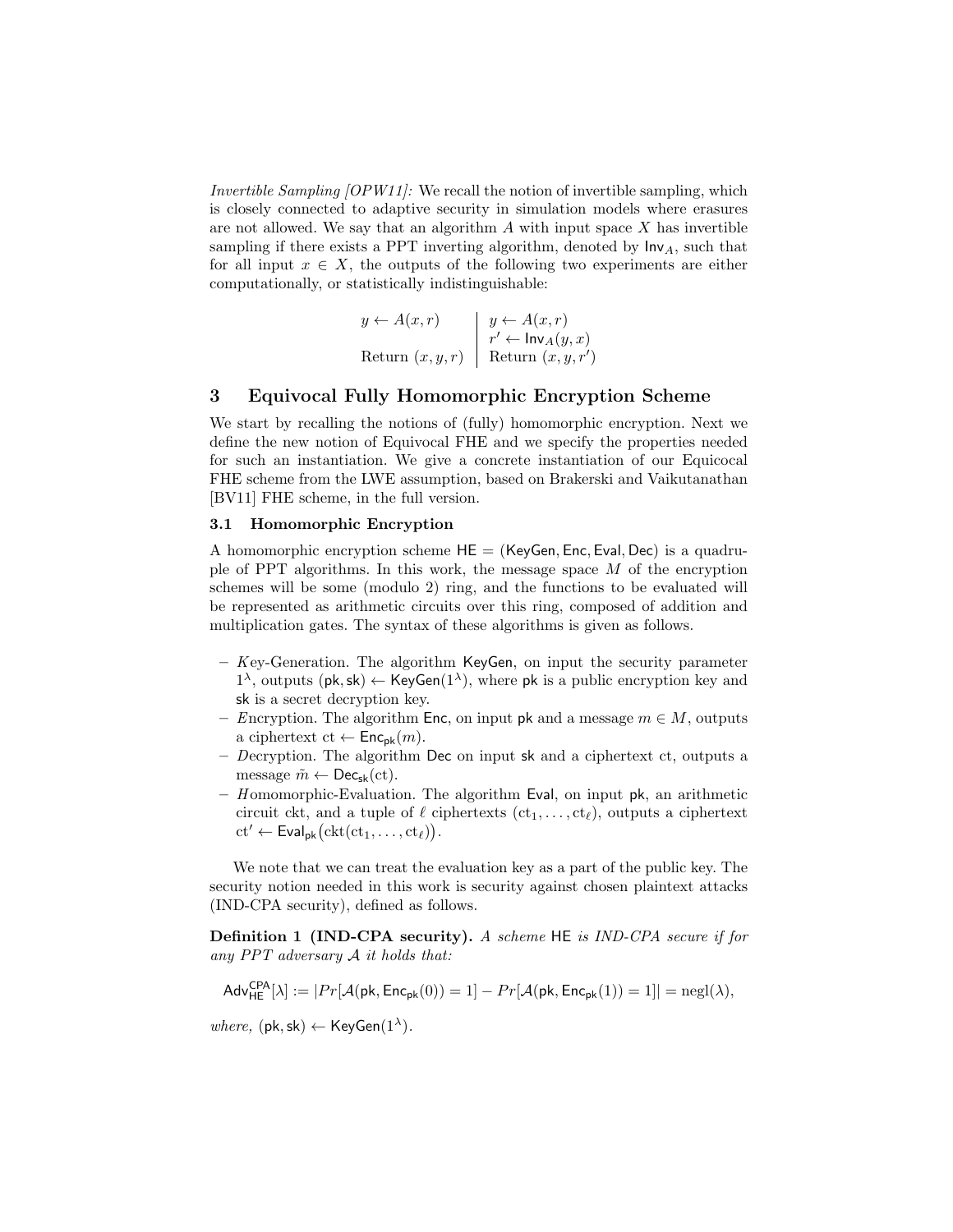*Invertible Sampling [OPW11]:* We recall the notion of invertible sampling, which is closely connected to adaptive security in simulation models where erasures are not allowed. We say that an algorithm $A$ with input space $X$ has invertible sampling if there exists a PPT inverting algorithm, denoted by $\mathsf{Inv}_A$, such that for all input $x \in X$, the outputs of the following two experiments are either computationally, or statistically indistinguishable:

$$
\begin{array}{l|l}
y \leftarrow A(x, r) & y \leftarrow A(x, r) \\
 & r' \leftarrow \mathsf{Inv}_A(y, x) \\
\text{Return } (x, y, r) & \text{Return } (x, y, r')
\end{array}
$$

## 3 Equivocal Fully Homomorphic Encryption Scheme

We start by recalling the notions of (fully) homomorphic encryption. Next we define the new notion of Equivocal FHE and we specify the properties needed for such an instantiation. We give a concrete instantiation of our Equicocal FHE scheme from the LWE assumption, based on Brakerski and Vaikutanathan [BV11] FHE scheme, in the full version.

### 3.1 Homomorphic Encryption

A homomorphic encryption scheme $\mathsf{HE} = (\mathsf{KeyGen}, \mathsf{Enc}, \mathsf{Eval}, \mathsf{Dec})$ is a quadruple of PPT algorithms. In this work, the message space $M$ of the encryption schemes will be some (modulo 2) ring, and the functions to be evaluated will be represented as arithmetic circuits over this ring, composed of addition and multiplication gates. The syntax of these algorithms is given as follows.

- *K*ey-Generation. The algorithm $\mathsf{KeyGen}$, on input the security parameter $1^\lambda$, outputs $(\mathsf{pk}, \mathsf{sk}) \leftarrow \mathsf{KeyGen}(1^\lambda)$, where $\mathsf{pk}$ is a public encryption key and $\mathsf{sk}$ is a secret decryption key.
- *E*ncryption. The algorithm $\mathsf{Enc}$, on input $\mathsf{pk}$ and a message $m \in M$, outputs a ciphertext $\mathrm{ct} \leftarrow \mathsf{Enc}_{\mathsf{pk}}(m)$.
- *D*ecryption. The algorithm $\mathsf{Dec}$ on input $\mathsf{sk}$ and a ciphertext ct, outputs a message $\tilde{m} \leftarrow \mathsf{Dec}_{\mathsf{sk}}(\mathrm{ct})$.
- *H*omomorphic-Evaluation. The algorithm $\mathsf{Eval}$, on input $\mathsf{pk}$, an arithmetic circuit ckt, and a tuple of $\ell$ ciphertexts $(\mathrm{ct}_1, \ldots, \mathrm{ct}_\ell)$, outputs a ciphertext $\mathrm{ct}' \leftarrow \mathsf{Eval}_{\mathsf{pk}}\big(\mathrm{ckt}(\mathrm{ct}_1, \ldots, \mathrm{ct}_\ell)\big)$.

We note that we can treat the evaluation key as a part of the public key. The security notion needed in this work is security against chosen plaintext attacks (IND-CPA security), defined as follows.

**Definition 1 (IND-CPA security).** *A scheme* $\mathsf{HE}$ *is IND-CPA secure if for any PPT adversary* $\mathcal{A}$ *it holds that:*

$$\mathsf{Adv}^{\mathsf{CPA}}_{\mathsf{HE}}[\lambda] := |Pr[\mathcal{A}(\mathsf{pk}, \mathsf{Enc}_{\mathsf{pk}}(0)) = 1] - Pr[\mathcal{A}(\mathsf{pk}, \mathsf{Enc}_{\mathsf{pk}}(1)) = 1]| = \mathrm{negl}(\lambda),$$

*where,* $(\mathsf{pk}, \mathsf{sk}) \leftarrow \mathsf{KeyGen}(1^\lambda)$.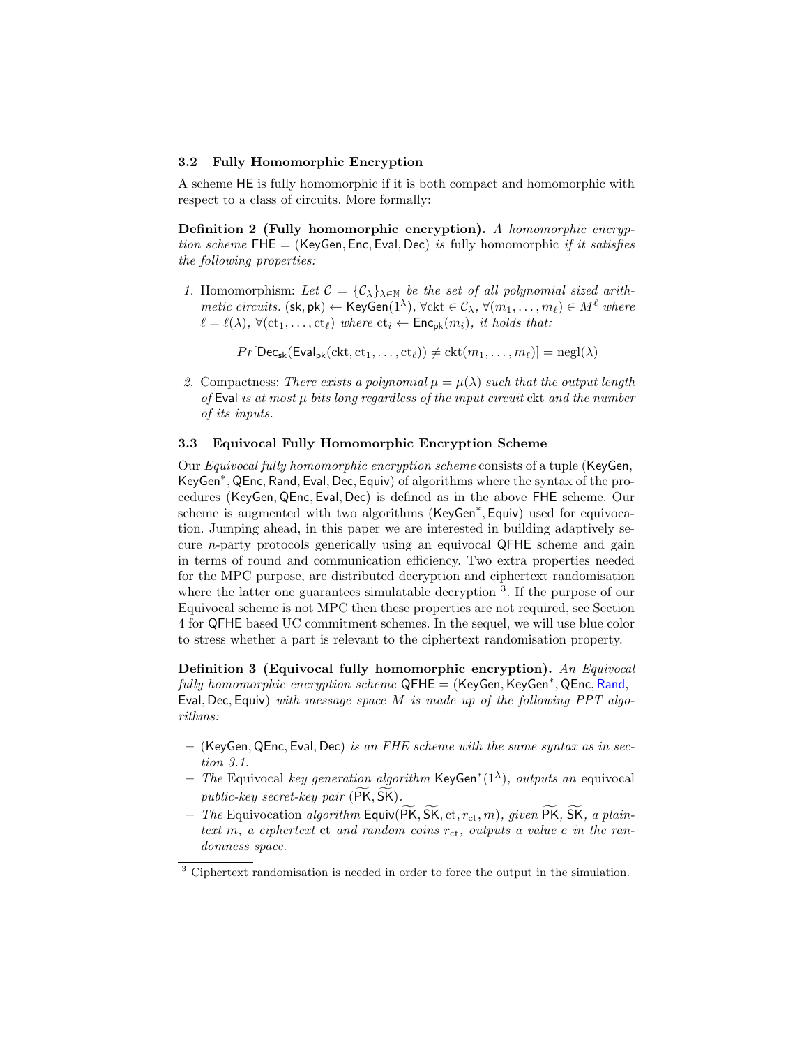### 3.2 Fully Homomorphic Encryption

A scheme HE is fully homomorphic if it is both compact and homomorphic with respect to a class of circuits. More formally:

**Definition 2 (Fully homomorphic encryption).** *A homomorphic encryption scheme* FHE = (KeyGen, Enc, Eval, Dec) *is* fully homomorphic *if it satisfies the following properties:*

1. Homomorphism: *Let $\mathcal{C} = \{\mathcal{C}_\lambda\}_{\lambda \in \mathbb{N}}$ be the set of all polynomial sized arithmetic circuits.* $(\mathsf{sk}, \mathsf{pk}) \leftarrow \mathsf{KeyGen}(1^\lambda)$, $\forall \mathrm{ckt} \in \mathcal{C}_\lambda$, $\forall (m_1, \ldots, m_\ell) \in M^\ell$ *where* $\ell = \ell(\lambda)$, $\forall (\mathrm{ct}_1, \ldots, \mathrm{ct}_\ell)$ *where* $\mathrm{ct}_i \leftarrow \mathsf{Enc}_{\mathsf{pk}}(m_i)$, *it holds that:*

$$Pr[\mathsf{Dec}_{\mathsf{sk}}(\mathsf{Eval}_{\mathsf{pk}}(\mathrm{ckt}, \mathrm{ct}_1, \ldots, \mathrm{ct}_\ell)) \neq \mathrm{ckt}(m_1, \ldots, m_\ell)] = \mathrm{negl}(\lambda)$$

2. Compactness: *There exists a polynomial $\mu = \mu(\lambda)$ such that the output length of* Eval *is at most $\mu$ bits long regardless of the input circuit* ckt *and the number of its inputs.*

### 3.3 Equivocal Fully Homomorphic Encryption Scheme

Our *Equivocal fully homomorphic encryption scheme* consists of a tuple (KeyGen, KeyGen$^*$, QEnc, Rand, Eval, Dec, Equiv) of algorithms where the syntax of the procedures (KeyGen, QEnc, Eval, Dec) is defined as in the above FHE scheme. Our scheme is augmented with two algorithms (KeyGen$^*$, Equiv) used for equivocation. Jumping ahead, in this paper we are interested in building adaptively secure $n$-party protocols generically using an equivocal QFHE scheme and gain in terms of round and communication efficiency. Two extra properties needed for the MPC purpose, are distributed decryption and ciphertext randomisation where the latter one guarantees simulatable decryption [3]. If the purpose of our Equivocal scheme is not MPC then these properties are not required, see Section 4 for QFHE based UC commitment schemes. In the sequel, we will use blue color to stress whether a part is relevant to the ciphertext randomisation property.

**Definition 3 (Equivocal fully homomorphic encryption).** *An Equivocal fully homomorphic encryption scheme* QFHE = (KeyGen, KeyGen$^*$, QEnc, Rand, Eval, Dec, Equiv) *with message space $M$ is made up of the following PPT algorithms:*

- (KeyGen, QEnc, Eval, Dec) *is an FHE scheme with the same syntax as in section 3.1.*
- *The* Equivocal *key generation algorithm* KeyGen$^*(1^\lambda)$, *outputs an* equivocal *public-key secret-key pair* $(\widetilde{\mathsf{PK}}, \widetilde{\mathsf{SK}})$.
- *The* Equivocation *algorithm* $\mathsf{Equiv}(\widetilde{\mathsf{PK}}, \widetilde{\mathsf{SK}}, \mathrm{ct}, r_{\mathrm{ct}}, m)$, *given* $\widetilde{\mathsf{PK}}$, $\widetilde{\mathsf{SK}}$, *a plaintext $m$, a ciphertext* ct *and random coins $r_{\mathrm{ct}}$, outputs a value $e$ in the randomness space.*

[3] Ciphertext randomisation is needed in order to force the output in the simulation.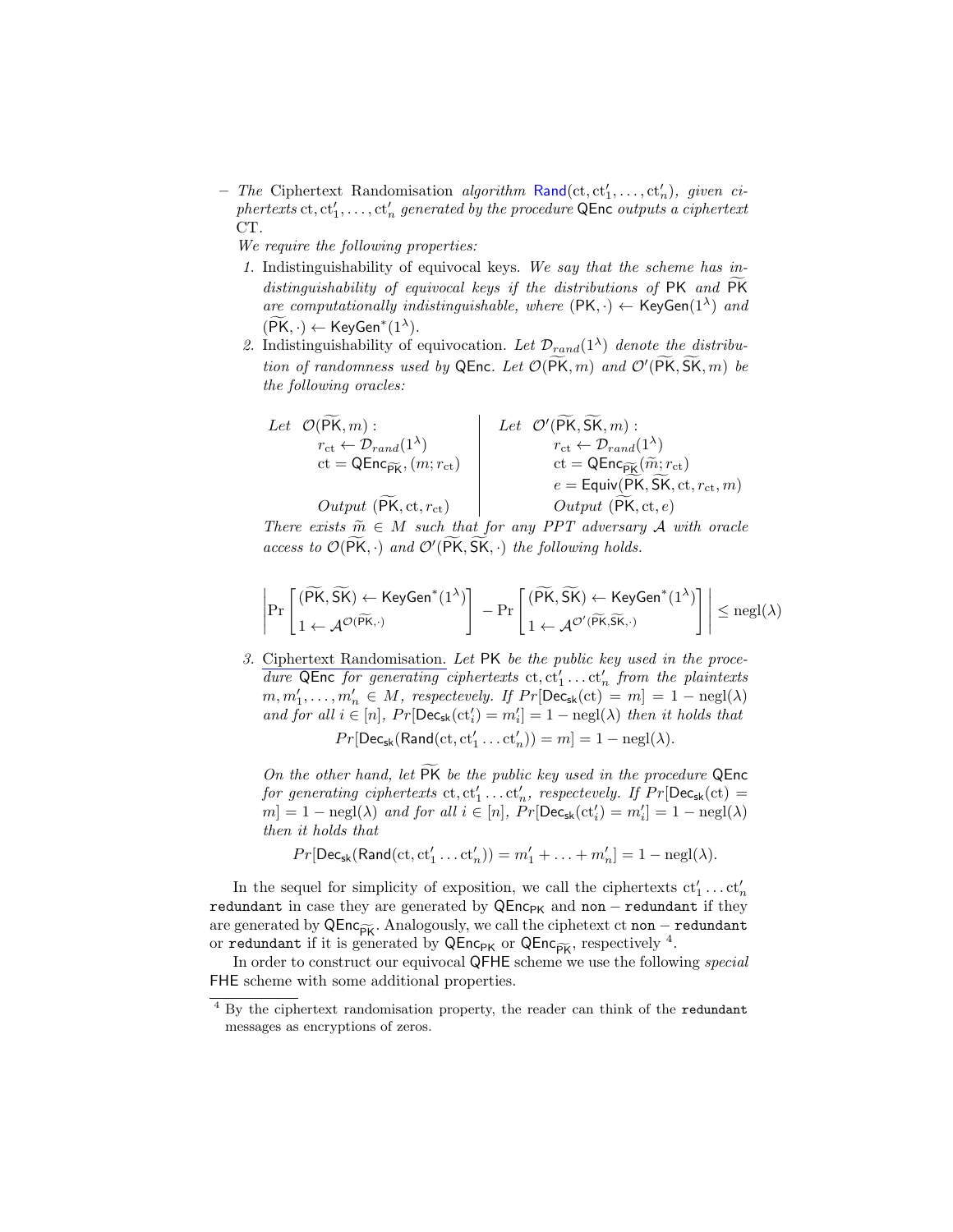– *The* Ciphertext Randomisation *algorithm* $\mathsf{Rand}(\mathrm{ct}, \mathrm{ct}'_1, \ldots, \mathrm{ct}'_n)$*, given ciphertexts* $\mathrm{ct}, \mathrm{ct}'_1, \ldots, \mathrm{ct}'_n$ *generated by the procedure* $\mathsf{QEnc}$ *outputs a ciphertext* $\mathrm{CT}$.

*We require the following properties:*

1. Indistinguishability of equivocal keys. *We say that the scheme has indistinguishability of equivocal keys if the distributions of* $\mathsf{PK}$ *and* $\widetilde{\mathsf{PK}}$ *are computationally indistinguishable, where* $(\mathsf{PK}, \cdot) \leftarrow \mathsf{KeyGen}(1^\lambda)$ *and* $(\widetilde{\mathsf{PK}}, \cdot) \leftarrow \mathsf{KeyGen}^*(1^\lambda)$.

2. Indistinguishability of equivocation. *Let* $\mathcal{D}_{rand}(1^\lambda)$ *denote the distribution of randomness used by* $\mathsf{QEnc}$*. Let* $\mathcal{O}(\widetilde{\mathsf{PK}}, m)$ *and* $\mathcal{O}'(\widetilde{\mathsf{PK}}, \widetilde{\mathsf{SK}}, m)$ *be the following oracles:*

| *Let* $\mathcal{O}(\widetilde{\mathsf{PK}}, m)$ : | *Let* $\mathcal{O}'(\widetilde{\mathsf{PK}}, \widetilde{\mathsf{SK}}, m)$ : |
|---|---|
| $r_{\mathrm{ct}} \leftarrow \mathcal{D}_{rand}(1^\lambda)$ | $r_{\mathrm{ct}} \leftarrow \mathcal{D}_{rand}(1^\lambda)$ |
| $\mathrm{ct} = \mathsf{QEnc}_{\widetilde{\mathsf{PK}}}, (m; r_{\mathrm{ct}})$ | $\mathrm{ct} = \mathsf{QEnc}_{\widetilde{\mathsf{PK}}}(\widetilde{m}; r_{\mathrm{ct}})$ |
| | $e = \mathsf{Equiv}(\widetilde{\mathsf{PK}}, \widetilde{\mathsf{SK}}, \mathrm{ct}, r_{\mathrm{ct}}, m)$ |
| *Output* $(\widetilde{\mathsf{PK}}, \mathrm{ct}, r_{\mathrm{ct}})$ | *Output* $(\widetilde{\mathsf{PK}}, \mathrm{ct}, e)$ |

*There exists* $\widetilde{m} \in M$ *such that for any PPT adversary* $\mathcal{A}$ *with oracle access to* $\mathcal{O}(\widetilde{\mathsf{PK}}, \cdot)$ *and* $\mathcal{O}'(\widetilde{\mathsf{PK}}, \widetilde{\mathsf{SK}}, \cdot)$ *the following holds.*

$$\left| \Pr\left[ \begin{matrix} (\widetilde{\mathsf{PK}}, \widetilde{\mathsf{SK}}) \leftarrow \mathsf{KeyGen}^*(1^\lambda) \\ 1 \leftarrow \mathcal{A}^{\mathcal{O}(\widetilde{\mathsf{PK}}, \cdot)} \end{matrix} \right] - \Pr\left[ \begin{matrix} (\widetilde{\mathsf{PK}}, \widetilde{\mathsf{SK}}) \leftarrow \mathsf{KeyGen}^*(1^\lambda) \\ 1 \leftarrow \mathcal{A}^{\mathcal{O}'(\widetilde{\mathsf{PK}}, \widetilde{\mathsf{SK}}, \cdot)} \end{matrix} \right] \right| \leq \mathrm{negl}(\lambda)$$

3. Ciphertext Randomisation. *Let* $\mathsf{PK}$ *be the public key used in the procedure* $\mathsf{QEnc}$ *for generating ciphertexts* $\mathrm{ct}, \mathrm{ct}'_1 \ldots \mathrm{ct}'_n$ *from the plaintexts* $m, m'_1, \ldots, m'_n \in M$*, respectevely. If* $Pr[\mathsf{Dec}_{\mathsf{sk}}(\mathrm{ct}) = m] = 1 - \mathrm{negl}(\lambda)$ *and for all* $i \in [n]$*,* $Pr[\mathsf{Dec}_{\mathsf{sk}}(\mathrm{ct}'_i) = m'_i] = 1 - \mathrm{negl}(\lambda)$ *then it holds that*
$$Pr[\mathsf{Dec}_{\mathsf{sk}}(\mathsf{Rand}(\mathrm{ct}, \mathrm{ct}'_1 \ldots \mathrm{ct}'_n)) = m] = 1 - \mathrm{negl}(\lambda).$$

*On the other hand, let* $\widetilde{\mathsf{PK}}$ *be the public key used in the procedure* $\mathsf{QEnc}$ *for generating ciphertexts* $\mathrm{ct}, \mathrm{ct}'_1 \ldots \mathrm{ct}'_n$*, respectevely. If* $Pr[\mathsf{Dec}_{\mathsf{sk}}(\mathrm{ct}) = m] = 1 - \mathrm{negl}(\lambda)$ *and for all* $i \in [n]$*,* $Pr[\mathsf{Dec}_{\mathsf{sk}}(\mathrm{ct}'_i) = m'_i] = 1 - \mathrm{negl}(\lambda)$ *then it holds that*
$$Pr[\mathsf{Dec}_{\mathsf{sk}}(\mathsf{Rand}(\mathrm{ct}, \mathrm{ct}'_1 \ldots \mathrm{ct}'_n)) = m'_1 + \ldots + m'_n] = 1 - \mathrm{negl}(\lambda).$$

In the sequel for simplicity of exposition, we call the ciphertexts $\mathrm{ct}'_1 \ldots \mathrm{ct}'_n$ `redundant` in case they are generated by $\mathsf{QEnc}_{\mathsf{PK}}$ and `non − redundant` if they are generated by $\mathsf{QEnc}_{\widetilde{\mathsf{PK}}}$. Analogously, we call the ciphetext ct `non − redundant` or `redundant` if it is generated by $\mathsf{QEnc}_{\mathsf{PK}}$ or $\mathsf{QEnc}_{\widetilde{\mathsf{PK}}}$, respectively [4].

In order to construct our equivocal QFHE scheme we use the following *special* FHE scheme with some additional properties.

[4] By the ciphertext randomisation property, the reader can think of the `redundant` messages as encryptions of zeros.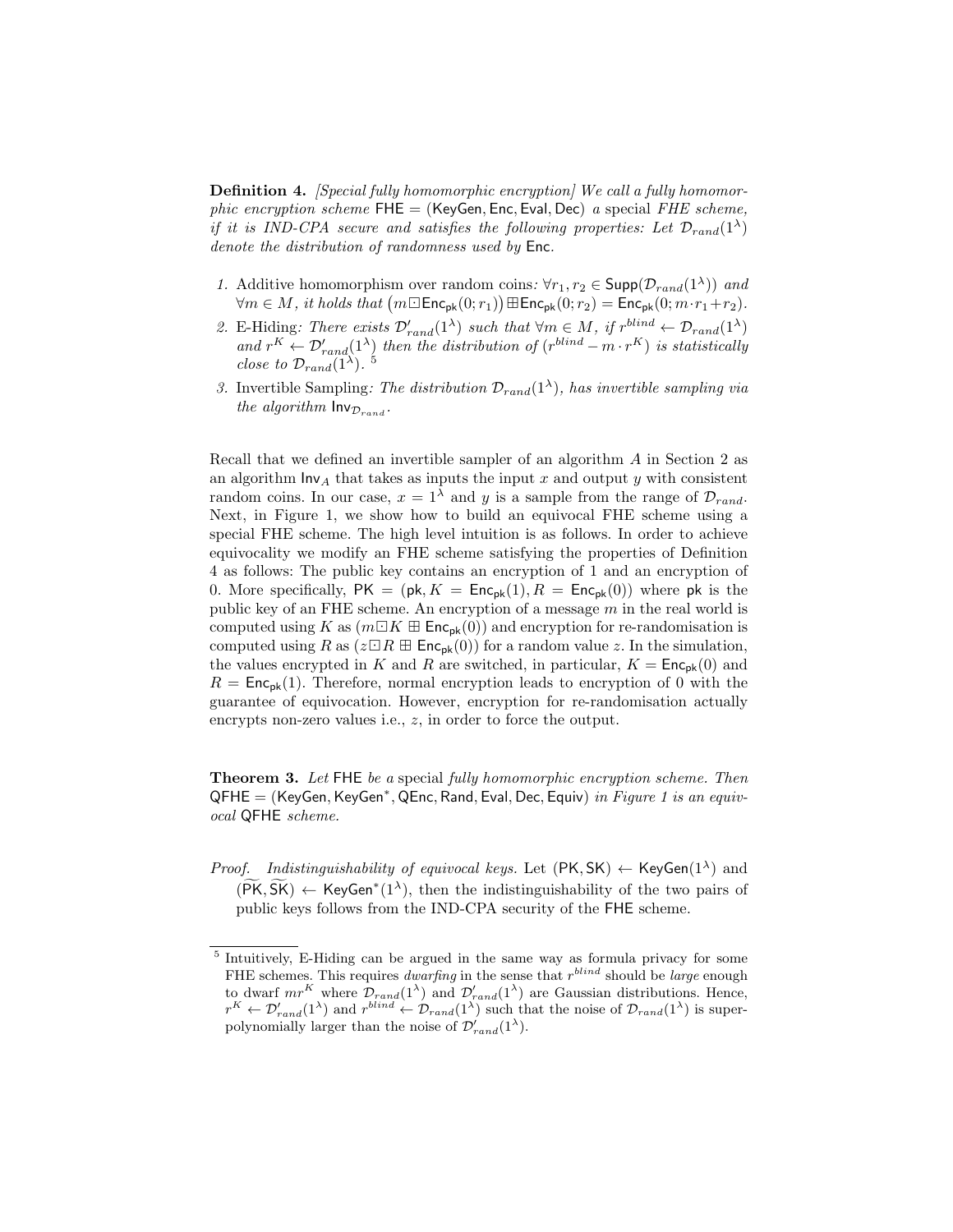**Definition 4.** *[Special fully homomorphic encryption] We call a fully homomorphic encryption scheme* $\mathsf{FHE} = (\mathsf{KeyGen}, \mathsf{Enc}, \mathsf{Eval}, \mathsf{Dec})$ *a* special *FHE scheme, if it is IND-CPA secure and satisfies the following properties: Let* $\mathcal{D}_{rand}(1^\lambda)$ *denote the distribution of randomness used by* $\mathsf{Enc}$.

1. Additive homomorphism over random coins*:* $\forall r_1, r_2 \in \mathsf{Supp}(\mathcal{D}_{rand}(1^\lambda))$ *and* $\forall m \in M$*, it holds that* $\big(m \boxdot \mathsf{Enc}_{\mathsf{pk}}(0; r_1)\big) \boxplus \mathsf{Enc}_{\mathsf{pk}}(0; r_2) = \mathsf{Enc}_{\mathsf{pk}}(0; m \cdot r_1 + r_2)$.
2. E-Hiding*: There exists* $\mathcal{D}'_{rand}(1^\lambda)$ *such that* $\forall m \in M$*, if* $r^{blind} \leftarrow \mathcal{D}_{rand}(1^\lambda)$ *and* $r^K \leftarrow \mathcal{D}'_{rand}(1^\lambda)$ *then the distribution of* $(r^{blind} - m \cdot r^K)$ *is statistically close to* $\mathcal{D}_{rand}(1^\lambda)$*.* [5]
3. Invertible Sampling*: The distribution* $\mathcal{D}_{rand}(1^\lambda)$*, has invertible sampling via the algorithm* $\mathsf{Inv}_{\mathcal{D}_{rand}}$*.*

Recall that we defined an invertible sampler of an algorithm $A$ in Section 2 as an algorithm $\mathsf{Inv}_A$ that takes as inputs the input $x$ and output $y$ with consistent random coins. In our case, $x = 1^\lambda$ and $y$ is a sample from the range of $\mathcal{D}_{rand}$. Next, in Figure 1, we show how to build an equivocal FHE scheme using a special FHE scheme. The high level intuition is as follows. In order to achieve equivocality we modify an FHE scheme satisfying the properties of Definition 4 as follows: The public key contains an encryption of 1 and an encryption of 0. More specifically, $\mathsf{PK} = (\mathsf{pk}, K = \mathsf{Enc}_{\mathsf{pk}}(1), R = \mathsf{Enc}_{\mathsf{pk}}(0))$ where $\mathsf{pk}$ is the public key of an FHE scheme. An encryption of a message $m$ in the real world is computed using $K$ as $(m \boxdot K \boxplus \mathsf{Enc}_{\mathsf{pk}}(0))$ and encryption for re-randomisation is computed using $R$ as $(z \boxdot R \boxplus \mathsf{Enc}_{\mathsf{pk}}(0))$ for a random value $z$. In the simulation, the values encrypted in $K$ and $R$ are switched, in particular, $K = \mathsf{Enc}_{\mathsf{pk}}(0)$ and $R = \mathsf{Enc}_{\mathsf{pk}}(1)$. Therefore, normal encryption leads to encryption of 0 with the guarantee of equivocation. However, encryption for re-randomisation actually encrypts non-zero values i.e., $z$, in order to force the output.

**Theorem 3.** *Let* $\mathsf{FHE}$ *be a* special *fully homomorphic encryption scheme. Then* $\mathsf{QFHE} = (\mathsf{KeyGen}, \mathsf{KeyGen}^*, \mathsf{QEnc}, \mathsf{Rand}, \mathsf{Eval}, \mathsf{Dec}, \mathsf{Equiv})$ *in Figure 1 is an equivocal* $\mathsf{QFHE}$ *scheme.*

*Proof.* *Indistinguishability of equivocal keys.* Let $(\mathsf{PK}, \mathsf{SK}) \leftarrow \mathsf{KeyGen}(1^\lambda)$ and $(\widetilde{\mathsf{PK}}, \widetilde{\mathsf{SK}}) \leftarrow \mathsf{KeyGen}^*(1^\lambda)$, then the indistinguishability of the two pairs of public keys follows from the IND-CPA security of the $\mathsf{FHE}$ scheme.

---

[5] Intuitively, E-Hiding can be argued in the same way as formula privacy for some FHE schemes. This requires *dwarfing* in the sense that $r^{blind}$ should be *large* enough to dwarf $mr^K$ where $\mathcal{D}_{rand}(1^\lambda)$ and $\mathcal{D}'_{rand}(1^\lambda)$ are Gaussian distributions. Hence, $r^K \leftarrow \mathcal{D}'_{rand}(1^\lambda)$ and $r^{blind} \leftarrow \mathcal{D}_{rand}(1^\lambda)$ such that the noise of $\mathcal{D}_{rand}(1^\lambda)$ is super-polynomially larger than the noise of $\mathcal{D}'_{rand}(1^\lambda)$.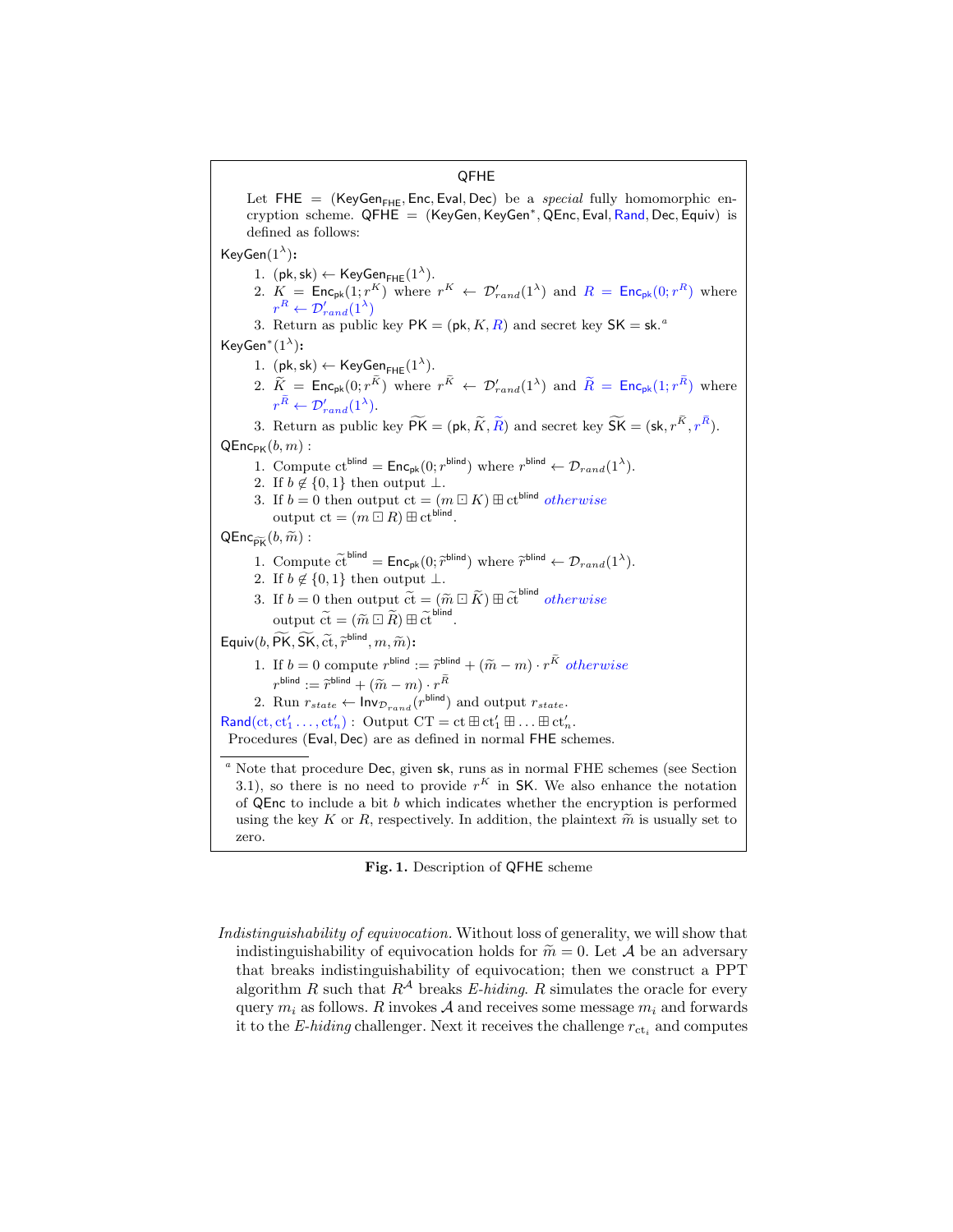**QFHE**

Let $\mathsf{FHE} = (\mathsf{KeyGen}_{\mathsf{FHE}}, \mathsf{Enc}, \mathsf{Eval}, \mathsf{Dec})$ be a *special* fully homomorphic encryption scheme. $\mathsf{QFHE} = (\mathsf{KeyGen}, \mathsf{KeyGen}^*, \mathsf{QEnc}, \mathsf{Eval}, \mathsf{Rand}, \mathsf{Dec}, \mathsf{Equiv})$ is defined as follows:

$\mathsf{KeyGen}(1^\lambda)$**:**

1. $(\mathsf{pk}, \mathsf{sk}) \leftarrow \mathsf{KeyGen}_{\mathsf{FHE}}(1^\lambda)$.
2. $K = \mathsf{Enc}_{\mathsf{pk}}(1; r^K)$ where $r^K \leftarrow \mathcal{D}'_{rand}(1^\lambda)$ and $R = \mathsf{Enc}_{\mathsf{pk}}(0; r^R)$ where $r^R \leftarrow \mathcal{D}'_{rand}(1^\lambda)$
3. Return as public key $\mathsf{PK} = (\mathsf{pk}, K, R)$ and secret key $\mathsf{SK} = \mathsf{sk}$.[a]

$\mathsf{KeyGen}^*(1^\lambda)$**:**

1. $(\mathsf{pk}, \mathsf{sk}) \leftarrow \mathsf{KeyGen}_{\mathsf{FHE}}(1^\lambda)$.
2. $\widetilde{K} = \mathsf{Enc}_{\mathsf{pk}}(0; r^{\bar{K}})$ where $r^{\bar{K}} \leftarrow \mathcal{D}'_{rand}(1^\lambda)$ and $\widetilde{R} = \mathsf{Enc}_{\mathsf{pk}}(1; r^{\bar{R}})$ where $r^{\bar{R}} \leftarrow \mathcal{D}'_{rand}(1^\lambda)$.
3. Return as public key $\widetilde{\mathsf{PK}} = (\mathsf{pk}, \widetilde{K}, \widetilde{R})$ and secret key $\widetilde{\mathsf{SK}} = (\mathsf{sk}, r^{\bar{K}}, r^{\bar{R}})$.

$\mathsf{QEnc}_{\mathsf{PK}}(b, m)$ :

1. Compute $\mathsf{ct}^{\mathsf{blind}} = \mathsf{Enc}_{\mathsf{pk}}(0; r^{\mathsf{blind}})$ where $r^{\mathsf{blind}} \leftarrow \mathcal{D}_{rand}(1^\lambda)$.
2. If $b \notin \{0, 1\}$ then output $\perp$.
3. If $b = 0$ then output $\mathsf{ct} = (m \boxdot K) \boxplus \mathsf{ct}^{\mathsf{blind}}$ *otherwise* output $\mathsf{ct} = (m \boxdot R) \boxplus \mathsf{ct}^{\mathsf{blind}}$.

$\mathsf{QEnc}_{\widetilde{\mathsf{PK}}}(b, \widetilde{m})$ :

1. Compute $\widetilde{\mathsf{ct}}^{\mathsf{blind}} = \mathsf{Enc}_{\mathsf{pk}}(0; \widetilde{r}^{\mathsf{blind}})$ where $\widetilde{r}^{\mathsf{blind}} \leftarrow \mathcal{D}_{rand}(1^\lambda)$.
2. If $b \notin \{0, 1\}$ then output $\perp$.
3. If $b = 0$ then output $\widetilde{\mathsf{ct}} = (\widetilde{m} \boxdot \widetilde{K}) \boxplus \widetilde{\mathsf{ct}}^{\mathsf{blind}}$ *otherwise* output $\widetilde{\mathsf{ct}} = (\widetilde{m} \boxdot \widetilde{R}) \boxplus \widetilde{\mathsf{ct}}^{\mathsf{blind}}$.

$\mathsf{Equiv}(b, \widetilde{\mathsf{PK}}, \widetilde{\mathsf{SK}}, \widetilde{\mathsf{ct}}, \widetilde{r}^{\mathsf{blind}}, m, \widetilde{m})$**:**

1. If $b = 0$ compute $r^{\mathsf{blind}} := \widetilde{r}^{\mathsf{blind}} + (\widetilde{m} - m) \cdot r^{\bar{K}}$ *otherwise* $r^{\mathsf{blind}} := \widetilde{r}^{\mathsf{blind}} + (\widetilde{m} - m) \cdot r^{\bar{R}}$
2. Run $r_{state} \leftarrow \mathsf{Inv}_{\mathcal{D}_{rand}}(r^{\mathsf{blind}})$ and output $r_{state}$.

$\mathsf{Rand}(\mathsf{ct}, \mathsf{ct}'_1 \ldots, \mathsf{ct}'_n)$ : Output $\mathsf{CT} = \mathsf{ct} \boxplus \mathsf{ct}'_1 \boxplus \ldots \boxplus \mathsf{ct}'_n$.

Procedures $(\mathsf{Eval}, \mathsf{Dec})$ are as defined in normal $\mathsf{FHE}$ schemes.

[a] Note that procedure $\mathsf{Dec}$, given $\mathsf{sk}$, runs as in normal FHE schemes (see Section 3.1), so there is no need to provide $r^K$ in $\mathsf{SK}$. We also enhance the notation of $\mathsf{QEnc}$ to include a bit $b$ which indicates whether the encryption is performed using the key $K$ or $R$, respectively. In addition, the plaintext $\widetilde{m}$ is usually set to zero.

**Fig. 1.** Description of $\mathsf{QFHE}$ scheme

*Indistinguishability of equivocation.* Without loss of generality, we will show that indistinguishability of equivocation holds for $\widetilde{m} = 0$. Let $\mathcal{A}$ be an adversary that breaks indistinguishability of equivocation; then we construct a PPT algorithm $R$ such that $R^{\mathcal{A}}$ breaks *E-hiding*. $R$ simulates the oracle for every query $m_i$ as follows. $R$ invokes $\mathcal{A}$ and receives some message $m_i$ and forwards it to the *E-hiding* challenger. Next it receives the challenge $r_{\mathsf{ct}_i}$ and computes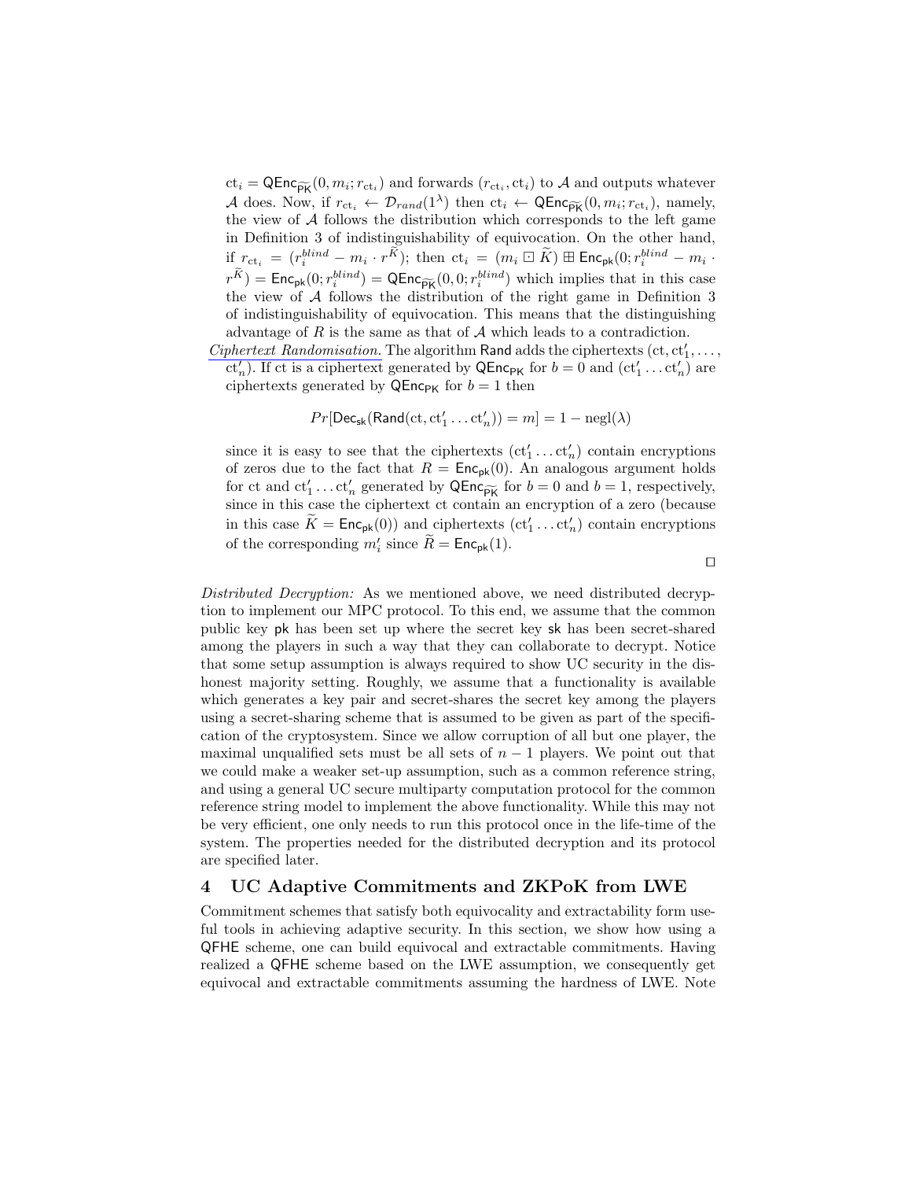$\mathrm{ct}_i = \mathsf{QEnc}_{\widetilde{\mathsf{PK}}}(0, m_i; r_{\mathrm{ct}_i})$ and forwards $(r_{\mathrm{ct}_i}, \mathrm{ct}_i)$ to $\mathcal{A}$ and outputs whatever $\mathcal{A}$ does. Now, if $r_{\mathrm{ct}_i} \leftarrow \mathcal{D}_{rand}(1^\lambda)$ then $\mathrm{ct}_i \leftarrow \mathsf{QEnc}_{\widetilde{\mathsf{PK}}}(0, m_i; r_{\mathrm{ct}_i})$, namely, the view of $\mathcal{A}$ follows the distribution which corresponds to the left game in Definition 3 of indistinguishability of equivocation. On the other hand, if $r_{\mathrm{ct}_i} = (r_i^{blind} - m_i \cdot r^{\widetilde{K}})$; then $\mathrm{ct}_i = (m_i \boxdot \widetilde{K}) \boxplus \mathsf{Enc}_{\mathsf{pk}}(0; r_i^{blind} - m_i \cdot r^{\widetilde{K}}) = \mathsf{Enc}_{\mathsf{pk}}(0; r_i^{blind}) = \mathsf{QEnc}_{\widetilde{\mathsf{PK}}}(0, 0; r_i^{blind})$ which implies that in this case the view of $\mathcal{A}$ follows the distribution of the right game in Definition 3 of indistinguishability of equivocation. This means that the distinguishing advantage of $R$ is the same as that of $\mathcal{A}$ which leads to a contradiction.

<u>*Ciphertext Randomisation.*</u> The algorithm $\mathsf{Rand}$ adds the ciphertexts $(\mathrm{ct}, \mathrm{ct}'_1, \ldots, \mathrm{ct}'_n)$. If ct is a ciphertext generated by $\mathsf{QEnc}_{\mathsf{PK}}$ for $b = 0$ and $(\mathrm{ct}'_1 \ldots \mathrm{ct}'_n)$ are ciphertexts generated by $\mathsf{QEnc}_{\mathsf{PK}}$ for $b = 1$ then

$$Pr[\mathsf{Dec}_{\mathsf{sk}}(\mathsf{Rand}(\mathrm{ct}, \mathrm{ct}'_1 \ldots \mathrm{ct}'_n)) = m] = 1 - \mathrm{negl}(\lambda)$$

since it is easy to see that the ciphertexts $(\mathrm{ct}'_1 \ldots \mathrm{ct}'_n)$ contain encryptions of zeros due to the fact that $R = \mathsf{Enc}_{\mathsf{pk}}(0)$. An analogous argument holds for ct and $\mathrm{ct}'_1 \ldots \mathrm{ct}'_n$ generated by $\mathsf{QEnc}_{\widetilde{\mathsf{PK}}}$ for $b = 0$ and $b = 1$, respectively, since in this case the ciphertext ct contain an encryption of a zero (because in this case $\widetilde{K} = \mathsf{Enc}_{\mathsf{pk}}(0)$) and ciphertexts $(\mathrm{ct}'_1 \ldots \mathrm{ct}'_n)$ contain encryptions of the corresponding $m'_i$ since $\widetilde{R} = \mathsf{Enc}_{\mathsf{pk}}(1)$.

□

*Distributed Decryption:* As we mentioned above, we need distributed decryption to implement our MPC protocol. To this end, we assume that the common public key $\mathsf{pk}$ has been set up where the secret key $\mathsf{sk}$ has been secret-shared among the players in such a way that they can collaborate to decrypt. Notice that some setup assumption is always required to show UC security in the dishonest majority setting. Roughly, we assume that a functionality is available which generates a key pair and secret-shares the secret key among the players using a secret-sharing scheme that is assumed to be given as part of the specification of the cryptosystem. Since we allow corruption of all but one player, the maximal unqualified sets must be all sets of $n - 1$ players. We point out that we could make a weaker set-up assumption, such as a common reference string, and using a general UC secure multiparty computation protocol for the common reference string model to implement the above functionality. While this may not be very efficient, one only needs to run this protocol once in the life-time of the system. The properties needed for the distributed decryption and its protocol are specified later.

## 4 UC Adaptive Commitments and ZKPoK from LWE

Commitment schemes that satisfy both equivocality and extractability form useful tools in achieving adaptive security. In this section, we show how using a QFHE scheme, one can build equivocal and extractable commitments. Having realized a QFHE scheme based on the LWE assumption, we consequently get equivocal and extractable commitments assuming the hardness of LWE. Note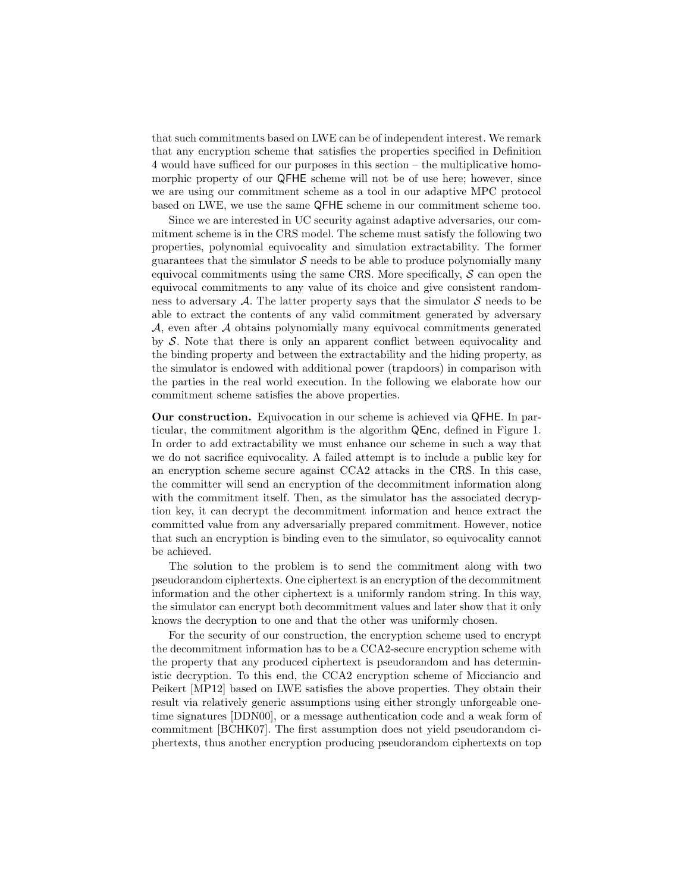that such commitments based on LWE can be of independent interest. We remark that any encryption scheme that satisfies the properties specified in Definition 4 would have sufficed for our purposes in this section – the multiplicative homomorphic property of our QFHE scheme will not be of use here; however, since we are using our commitment scheme as a tool in our adaptive MPC protocol based on LWE, we use the same QFHE scheme in our commitment scheme too.

Since we are interested in UC security against adaptive adversaries, our commitment scheme is in the CRS model. The scheme must satisfy the following two properties, polynomial equivocality and simulation extractability. The former guarantees that the simulator $\mathcal{S}$ needs to be able to produce polynomially many equivocal commitments using the same CRS. More specifically, $\mathcal{S}$ can open the equivocal commitments to any value of its choice and give consistent randomness to adversary $\mathcal{A}$. The latter property says that the simulator $\mathcal{S}$ needs to be able to extract the contents of any valid commitment generated by adversary $\mathcal{A}$, even after $\mathcal{A}$ obtains polynomially many equivocal commitments generated by $\mathcal{S}$. Note that there is only an apparent conflict between equivocality and the binding property and between the extractability and the hiding property, as the simulator is endowed with additional power (trapdoors) in comparison with the parties in the real world execution. In the following we elaborate how our commitment scheme satisfies the above properties.

**Our construction.** Equivocation in our scheme is achieved via QFHE. In particular, the commitment algorithm is the algorithm QEnc, defined in Figure 1. In order to add extractability we must enhance our scheme in such a way that we do not sacrifice equivocality. A failed attempt is to include a public key for an encryption scheme secure against CCA2 attacks in the CRS. In this case, the committer will send an encryption of the decommitment information along with the commitment itself. Then, as the simulator has the associated decryption key, it can decrypt the decommitment information and hence extract the committed value from any adversarially prepared commitment. However, notice that such an encryption is binding even to the simulator, so equivocality cannot be achieved.

The solution to the problem is to send the commitment along with two pseudorandom ciphertexts. One ciphertext is an encryption of the decommitment information and the other ciphertext is a uniformly random string. In this way, the simulator can encrypt both decommitment values and later show that it only knows the decryption to one and that the other was uniformly chosen.

For the security of our construction, the encryption scheme used to encrypt the decommitment information has to be a CCA2-secure encryption scheme with the property that any produced ciphertext is pseudorandom and has deterministic decryption. To this end, the CCA2 encryption scheme of Micciancio and Peikert [MP12] based on LWE satisfies the above properties. They obtain their result via relatively generic assumptions using either strongly unforgeable one-time signatures [DDN00], or a message authentication code and a weak form of commitment [BCHK07]. The first assumption does not yield pseudorandom ciphertexts, thus another encryption producing pseudorandom ciphertexts on top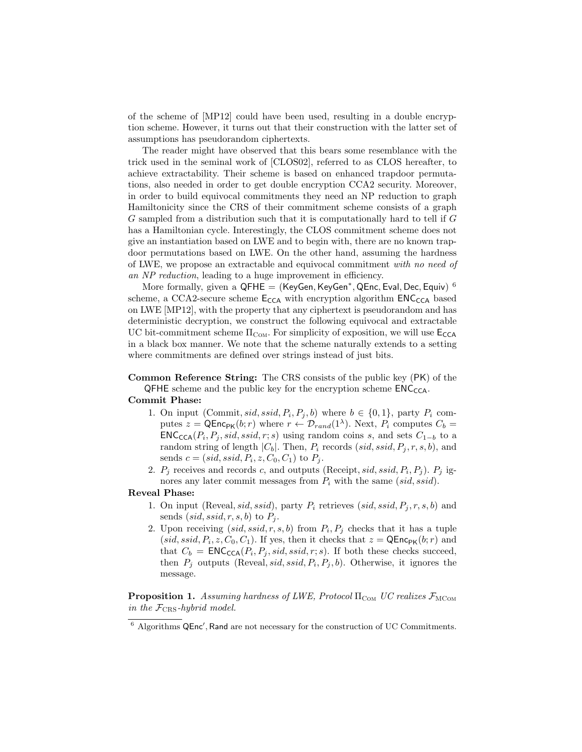of the scheme of [MP12] could have been used, resulting in a double encryption scheme. However, it turns out that their construction with the latter set of assumptions has pseudorandom ciphertexts.

The reader might have observed that this bears some resemblance with the trick used in the seminal work of [CLOS02], referred to as CLOS hereafter, to achieve extractability. Their scheme is based on enhanced trapdoor permutations, also needed in order to get double encryption CCA2 security. Moreover, in order to build equivocal commitments they need an NP reduction to graph Hamiltonicity since the CRS of their commitment scheme consists of a graph $G$ sampled from a distribution such that it is computationally hard to tell if $G$ has a Hamiltonian cycle. Interestingly, the CLOS commitment scheme does not give an instantiation based on LWE and to begin with, there are no known trapdoor permutations based on LWE. On the other hand, assuming the hardness of LWE, we propose an extractable and equivocal commitment *with no need of an NP reduction*, leading to a huge improvement in efficiency.

More formally, given a $\mathsf{QFHE} = (\mathsf{KeyGen}, \mathsf{KeyGen}^*, \mathsf{QEnc}, \mathsf{Eval}, \mathsf{Dec}, \mathsf{Equiv})$ [6] scheme, a CCA2-secure scheme $\mathsf{E}_{\mathsf{CCA}}$ with encryption algorithm $\mathsf{ENC}_{\mathsf{CCA}}$ based on LWE [MP12], with the property that any ciphertext is pseudorandom and has deterministic decryption, we construct the following equivocal and extractable UC bit-commitment scheme $\Pi_{\text{COM}}$. For simplicity of exposition, we will use $\mathsf{E}_{\mathsf{CCA}}$ in a black box manner. We note that the scheme naturally extends to a setting where commitments are defined over strings instead of just bits.

**Common Reference String:** The CRS consists of the public key ($\mathsf{PK}$) of the $\mathsf{QFHE}$ scheme and the public key for the encryption scheme $\mathsf{ENC}_{\mathsf{CCA}}$.

**Commit Phase:**

1. On input $(\text{Commit}, sid, ssid, P_i, P_j, b)$ where $b \in \{0,1\}$, party $P_i$ computes $z = \mathsf{QEnc}_{\mathsf{PK}}(b; r)$ where $r \leftarrow \mathcal{D}_{rand}(1^\lambda)$. Next, $P_i$ computes $C_b = \mathsf{ENC}_{\mathsf{CCA}}(P_i, P_j, sid, ssid, r; s)$ using random coins $s$, and sets $C_{1-b}$ to a random string of length $|C_b|$. Then, $P_i$ records $(sid, ssid, P_j, r, s, b)$, and sends $c = (sid, ssid, P_i, z, C_0, C_1)$ to $P_j$.
2. $P_j$ receives and records $c$, and outputs $(\text{Receipt}, sid, ssid, P_i, P_j)$. $P_j$ ignores any later commit messages from $P_i$ with the same $(sid, ssid)$.

**Reveal Phase:**

1. On input $(\text{Reveal}, sid, ssid)$, party $P_i$ retrieves $(sid, ssid, P_j, r, s, b)$ and sends $(sid, ssid, r, s, b)$ to $P_j$.
2. Upon receiving $(sid, ssid, r, s, b)$ from $P_i, P_j$ checks that it has a tuple $(sid, ssid, P_i, z, C_0, C_1)$. If yes, then it checks that $z = \mathsf{QEnc}_{\mathsf{PK}}(b; r)$ and that $C_b = \mathsf{ENC}_{\mathsf{CCA}}(P_i, P_j, sid, ssid, r; s)$. If both these checks succeed, then $P_j$ outputs $(\text{Reveal}, sid, ssid, P_i, P_j, b)$. Otherwise, it ignores the message.

**Proposition 1.** *Assuming hardness of LWE, Protocol $\Pi_{\text{COM}}$ UC realizes $\mathcal{F}_{\text{MCOM}}$ in the $\mathcal{F}_{\text{CRS}}$-hybrid model.*

---

[6] Algorithms $\mathsf{QEnc}'$, $\mathsf{Rand}$ are not necessary for the construction of UC Commitments.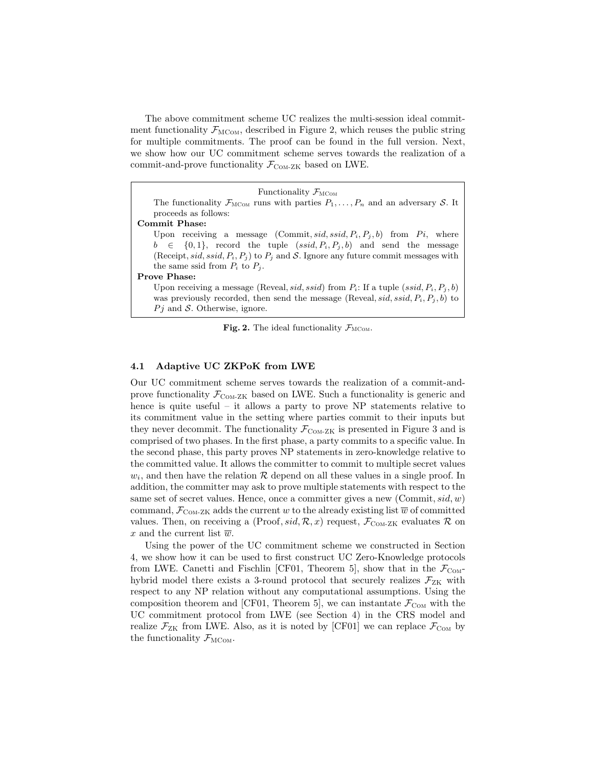The above commitment scheme UC realizes the multi-session ideal commitment functionality $\mathcal{F}_{\text{MCom}}$, described in Figure 2, which reuses the public string for multiple commitments. The proof can be found in the full version. Next, we show how our UC commitment scheme serves towards the realization of a commit-and-prove functionality $\mathcal{F}_{\text{Com-ZK}}$ based on LWE.

> Functionality $\mathcal{F}_{\text{MCom}}$
>
> The functionality $\mathcal{F}_{\text{MCom}}$ runs with parties $P_1, \ldots, P_n$ and an adversary $\mathcal{S}$. It proceeds as follows:
>
> **Commit Phase:**
>
> Upon receiving a message $(\text{Commit}, sid, ssid, P_i, P_j, b)$ from $Pi$, where $b \in \{0,1\}$, record the tuple $(ssid, P_i, P_j, b)$ and send the message $(\text{Receipt}, sid, ssid, P_i, P_j)$ to $P_j$ and $\mathcal{S}$. Ignore any future commit messages with the same ssid from $P_i$ to $P_j$.
>
> **Prove Phase:**
>
> Upon receiving a message $(\text{Reveal}, sid, ssid)$ from $P_i$: If a tuple $(ssid, P_i, P_j, b)$ was previously recorded, then send the message $(\text{Reveal}, sid, ssid, P_i, P_j, b)$ to $Pj$ and $\mathcal{S}$. Otherwise, ignore.

**Fig. 2.** The ideal functionality $\mathcal{F}_{\text{MCom}}$.

### 4.1 Adaptive UC ZKPoK from LWE

Our UC commitment scheme serves towards the realization of a commit-and-prove functionality $\mathcal{F}_{\text{Com-ZK}}$ based on LWE. Such a functionality is generic and hence is quite useful – it allows a party to prove NP statements relative to its commitment value in the setting where parties commit to their inputs but they never decommit. The functionality $\mathcal{F}_{\text{Com-ZK}}$ is presented in Figure 3 and is comprised of two phases. In the first phase, a party commits to a specific value. In the second phase, this party proves NP statements in zero-knowledge relative to the committed value. It allows the committer to commit to multiple secret values $w_i$, and then have the relation $\mathcal{R}$ depend on all these values in a single proof. In addition, the committer may ask to prove multiple statements with respect to the same set of secret values. Hence, once a committer gives a new $(\text{Commit}, sid, w)$ command, $\mathcal{F}_{\text{Com-ZK}}$ adds the current $w$ to the already existing list $\overline{w}$ of committed values. Then, on receiving a $(\text{Proof}, sid, \mathcal{R}, x)$ request, $\mathcal{F}_{\text{Com-ZK}}$ evaluates $\mathcal{R}$ on $x$ and the current list $\overline{w}$.

Using the power of the UC commitment scheme we constructed in Section 4, we show how it can be used to first construct UC Zero-Knowledge protocols from LWE. Canetti and Fischlin [CF01, Theorem 5], show that in the $\mathcal{F}_{\text{Com}}$-hybrid model there exists a 3-round protocol that securely realizes $\mathcal{F}_{\text{ZK}}$ with respect to any NP relation without any computational assumptions. Using the composition theorem and [CF01, Theorem 5], we can instantate $\mathcal{F}_{\text{Com}}$ with the UC commitment protocol from LWE (see Section 4) in the CRS model and realize $\mathcal{F}_{\text{ZK}}$ from LWE. Also, as it is noted by [CF01] we can replace $\mathcal{F}_{\text{Com}}$ by the functionality $\mathcal{F}_{\text{MCom}}$.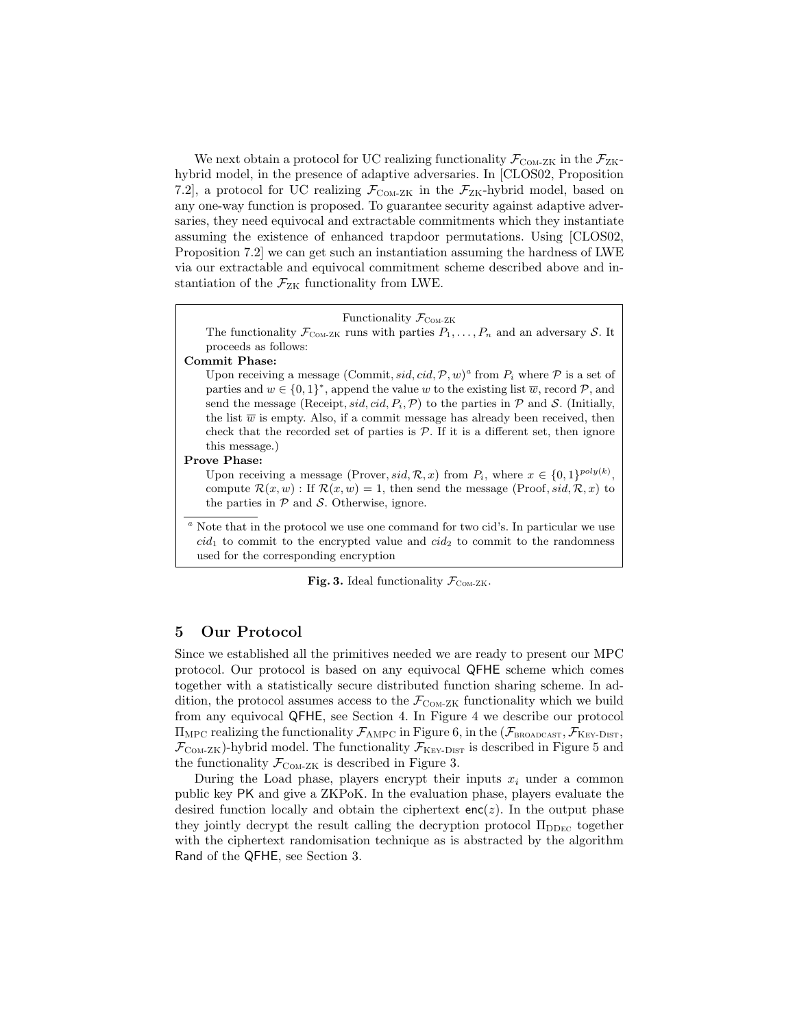We next obtain a protocol for UC realizing functionality $\mathcal{F}_{\text{Com-ZK}}$ in the $\mathcal{F}_{\text{ZK}}$-hybrid model, in the presence of adaptive adversaries. In [CLOS02, Proposition 7.2], a protocol for UC realizing $\mathcal{F}_{\text{Com-ZK}}$ in the $\mathcal{F}_{\text{ZK}}$-hybrid model, based on any one-way function is proposed. To guarantee security against adaptive adversaries, they need equivocal and extractable commitments which they instantiate assuming the existence of enhanced trapdoor permutations. Using [CLOS02, Proposition 7.2] we can get such an instantiation assuming the hardness of LWE via our extractable and equivocal commitment scheme described above and instantiation of the $\mathcal{F}_{\text{ZK}}$ functionality from LWE.

---

Functionality $\mathcal{F}_{\text{Com-ZK}}$

The functionality $\mathcal{F}_{\text{Com-ZK}}$ runs with parties $P_1, \ldots, P_n$ and an adversary $\mathcal{S}$. It proceeds as follows:

**Commit Phase:**

Upon receiving a message (Commit, $sid, cid, \mathcal{P}, w$)[a] from $P_i$ where $\mathcal{P}$ is a set of parties and $w \in \{0,1\}^*$, append the value $w$ to the existing list $\overline{w}$, record $\mathcal{P}$, and send the message (Receipt, $sid, cid, P_i, \mathcal{P}$) to the parties in $\mathcal{P}$ and $\mathcal{S}$. (Initially, the list $\overline{w}$ is empty. Also, if a commit message has already been received, then check that the recorded set of parties is $\mathcal{P}$. If it is a different set, then ignore this message.)

**Prove Phase:**

Upon receiving a message (Prover, $sid, \mathcal{R}, x$) from $P_i$, where $x \in \{0,1\}^{poly(k)}$, compute $\mathcal{R}(x, w)$ : If $\mathcal{R}(x, w) = 1$, then send the message (Proof, $sid, \mathcal{R}, x$) to the parties in $\mathcal{P}$ and $\mathcal{S}$. Otherwise, ignore.

[a] Note that in the protocol we use one command for two cid's. In particular we use $cid_1$ to commit to the encrypted value and $cid_2$ to commit to the randomness used for the corresponding encryption

---

**Fig. 3.** Ideal functionality $\mathcal{F}_{\text{Com-ZK}}$.

## 5 Our Protocol

Since we established all the primitives needed we are ready to present our MPC protocol. Our protocol is based on any equivocal QFHE scheme which comes together with a statistically secure distributed function sharing scheme. In addition, the protocol assumes access to the $\mathcal{F}_{\text{Com-ZK}}$ functionality which we build from any equivocal QFHE, see Section 4. In Figure 4 we describe our protocol $\Pi_{\text{MPC}}$ realizing the functionality $\mathcal{F}_{\text{AMPC}}$ in Figure 6, in the ($\mathcal{F}_{\text{BROADCAST}}$, $\mathcal{F}_{\text{Key-Dist}}$, $\mathcal{F}_{\text{Com-ZK}}$)-hybrid model. The functionality $\mathcal{F}_{\text{Key-Dist}}$ is described in Figure 5 and the functionality $\mathcal{F}_{\text{Com-ZK}}$ is described in Figure 3.

During the Load phase, players encrypt their inputs $x_i$ under a common public key PK and give a ZKPoK. In the evaluation phase, players evaluate the desired function locally and obtain the ciphertext $\mathsf{enc}(z)$. In the output phase they jointly decrypt the result calling the decryption protocol $\Pi_{\text{DDec}}$ together with the ciphertext randomisation technique as is abstracted by the algorithm Rand of the QFHE, see Section 3.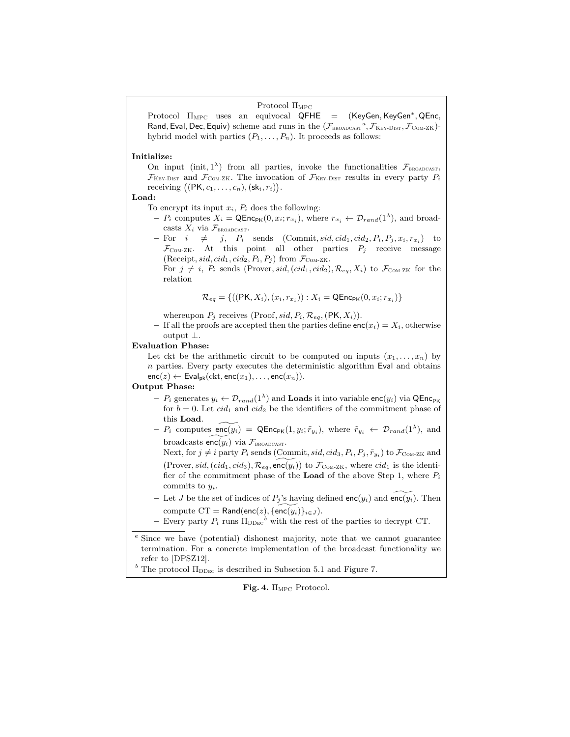Protocol $\Pi_{\text{MPC}}$

Protocol $\Pi_{\text{MPC}}$ uses an equivocal $\mathsf{QFHE} = (\mathsf{KeyGen}, \mathsf{KeyGen}^*, \mathsf{QEnc}, \mathsf{Rand}, \mathsf{Eval}, \mathsf{Dec}, \mathsf{Equiv})$ scheme and runs in the $(\mathcal{F}_{\text{BROADCAST}}{}^{a}, \mathcal{F}_{\text{KEY-DIST}}, \mathcal{F}_{\text{COM-ZK}})$-hybrid model with parties $(P_1, \ldots, P_n)$. It proceeds as follows:

**Initialize:**

On input $(\text{init}, 1^\lambda)$ from all parties, invoke the functionalities $\mathcal{F}_{\text{BROADCAST}}$, $\mathcal{F}_{\text{KEY-DIST}}$ and $\mathcal{F}_{\text{COM-ZK}}$. The invocation of $\mathcal{F}_{\text{KEY-DIST}}$ results in every party $P_i$ receiving $\big((\mathsf{PK}, c_1, \ldots, c_n), (\mathsf{sk}_i, r_i)\big)$.

**Load:**

To encrypt its input $x_i$, $P_i$ does the following:

- $P_i$ computes $X_i = \mathsf{QEnc}_{\mathsf{PK}}(0, x_i; r_{x_i})$, where $r_{x_i} \leftarrow \mathcal{D}_{rand}(1^\lambda)$, and broadcasts $X_i$ via $\mathcal{F}_{\text{BROADCAST}}$.
- For $i \neq j$, $P_i$ sends $(\text{Commit}, sid, cid_1, cid_2, P_i, P_j, x_i, r_{x_i})$ to $\mathcal{F}_{\text{COM-ZK}}$. At this point all other parties $P_j$ receive message $(\text{Receipt}, sid, cid_1, cid_2, P_i, P_j)$ from $\mathcal{F}_{\text{COM-ZK}}$.
- For $j \neq i$, $P_i$ sends $(\text{Prover}, sid, (cid_1, cid_2), \mathcal{R}_{eq}, X_i)$ to $\mathcal{F}_{\text{COM-ZK}}$ for the relation

$$\mathcal{R}_{eq} = \{((\mathsf{PK}, X_i), (x_i, r_{x_i})) : X_i = \mathsf{QEnc}_{\mathsf{PK}}(0, x_i; r_{x_i})\}$$

  whereupon $P_j$ receives $(\text{Proof}, sid, P_i, \mathcal{R}_{eq}, (\mathsf{PK}, X_i))$.
- If all the proofs are accepted then the parties define $\mathsf{enc}(x_i) = X_i$, otherwise output $\perp$.

**Evaluation Phase:**

Let ckt be the arithmetic circuit to be computed on inputs $(x_1, \ldots, x_n)$ by $n$ parties. Every party executes the deterministic algorithm $\mathsf{Eval}$ and obtains $\mathsf{enc}(z) \leftarrow \mathsf{Eval}_{\mathsf{pk}}(\text{ckt}, \mathsf{enc}(x_1), \ldots, \mathsf{enc}(x_n))$.

**Output Phase:**

- $P_i$ generates $y_i \leftarrow \mathcal{D}_{rand}(1^\lambda)$ and **Load**s it into variable $\mathsf{enc}(y_i)$ via $\mathsf{QEnc}_{\mathsf{PK}}$ for $b = 0$. Let $cid_1$ and $cid_2$ be the identifiers of the commitment phase of this **Load**.
- $P_i$ computes $\widetilde{\mathsf{enc}(y_i)} = \mathsf{QEnc}_{\mathsf{PK}}(1, y_i; \tilde{r}_{y_i})$, where $\tilde{r}_{y_i} \leftarrow \mathcal{D}_{rand}(1^\lambda)$, and broadcasts $\widetilde{\mathsf{enc}(y_i)}$ via $\mathcal{F}_{\text{BROADCAST}}$.
  Next, for $j \neq i$ party $P_i$ sends $(\text{Commit}, sid, cid_3, P_i, P_j, \tilde{r}_{y_i})$ to $\mathcal{F}_{\text{COM-ZK}}$ and $(\text{Prover}, sid, (cid_1, cid_3), \mathcal{R}_{eq}, \widetilde{\mathsf{enc}(y_i)})$ to $\mathcal{F}_{\text{COM-ZK}}$, where $cid_1$ is the identifier of the commitment phase of the **Load** of the above Step 1, where $P_i$ commits to $y_i$.
- Let $J$ be the set of indices of $P_j$'s having defined $\mathsf{enc}(y_i)$ and $\widetilde{\mathsf{enc}(y_i)}$. Then compute $\text{CT} = \mathsf{Rand}(\mathsf{enc}(z), \{\widetilde{\mathsf{enc}(y_i)}\}_{i \in J})$.
- Every party $P_i$ runs $\Pi_{\text{DDEC}}{}^{b}$ with the rest of the parties to decrypt CT.

[a] Since we have (potential) dishonest majority, note that we cannot guarantee termination. For a concrete implementation of the broadcast functionality we refer to [DPSZ12].

[b] The protocol $\Pi_{\text{DDEC}}$ is described in Subsetion 5.1 and Figure 7.

**Fig. 4.** $\Pi_{\text{MPC}}$ Protocol.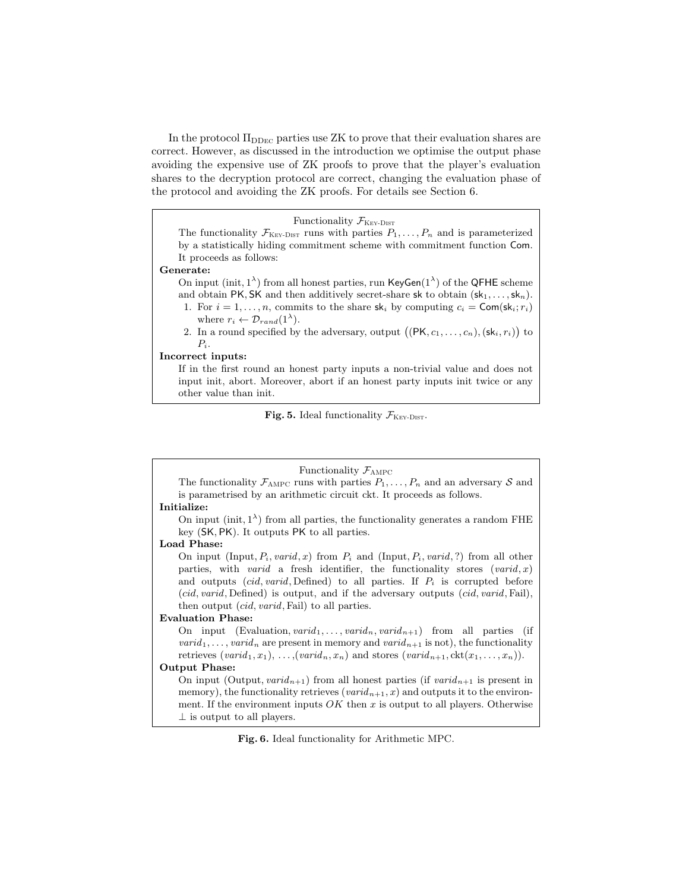In the protocol $\Pi_{\text{DDEC}}$ parties use ZK to prove that their evaluation shares are correct. However, as discussed in the introduction we optimise the output phase avoiding the expensive use of ZK proofs to prove that the player's evaluation shares to the decryption protocol are correct, changing the evaluation phase of the protocol and avoiding the ZK proofs. For details see Section 6.

Functionality $\mathcal{F}_{\text{KEY-DIST}}$

The functionality $\mathcal{F}_{\text{KEY-DIST}}$ runs with parties $P_1, \ldots, P_n$ and is parameterized by a statistically hiding commitment scheme with commitment function $\mathsf{Com}$. It proceeds as follows:

**Generate:**

On input $(\text{init}, 1^\lambda)$ from all honest parties, run $\mathsf{KeyGen}(1^\lambda)$ of the $\mathsf{QFHE}$ scheme and obtain $\mathsf{PK}, \mathsf{SK}$ and then additively secret-share $\mathsf{sk}$ to obtain $(\mathsf{sk}_1, \ldots, \mathsf{sk}_n)$.

1. For $i = 1, \ldots, n$, commits to the share $\mathsf{sk}_i$ by computing $c_i = \mathsf{Com}(\mathsf{sk}_i; r_i)$ where $r_i \leftarrow \mathcal{D}_{rand}(1^\lambda)$.
2. In a round specified by the adversary, output $\big((\mathsf{PK}, c_1, \ldots, c_n), (\mathsf{sk}_i, r_i)\big)$ to $P_i$.

**Incorrect inputs:**

If in the first round an honest party inputs a non-trivial value and does not input init, abort. Moreover, abort if an honest party inputs init twice or any other value than init.

**Fig. 5.** Ideal functionality $\mathcal{F}_{\text{KEY-DIST}}$.

Functionality $\mathcal{F}_{\text{AMPC}}$

The functionality $\mathcal{F}_{\text{AMPC}}$ runs with parties $P_1, \ldots, P_n$ and an adversary $\mathcal{S}$ and is parametrised by an arithmetic circuit ckt. It proceeds as follows.

**Initialize:**

On input $(\text{init}, 1^\lambda)$ from all parties, the functionality generates a random FHE key $(\mathsf{SK}, \mathsf{PK})$. It outputs $\mathsf{PK}$ to all parties.

**Load Phase:**

On input $(\text{Input}, P_i, \mathit{varid}, x)$ from $P_i$ and $(\text{Input}, P_i, \mathit{varid}, ?)$ from all other parties, with $\mathit{varid}$ a fresh identifier, the functionality stores $(\mathit{varid}, x)$ and outputs $(\mathit{cid}, \mathit{varid}, \text{Defined})$ to all parties. If $P_i$ is corrupted before $(\mathit{cid}, \mathit{varid}, \text{Defined})$ is output, and if the adversary outputs $(\mathit{cid}, \mathit{varid}, \text{Fail})$, then output $(\mathit{cid}, \mathit{varid}, \text{Fail})$ to all parties.

**Evaluation Phase:**

On input $(\text{Evaluation}, \mathit{varid}_1, \ldots, \mathit{varid}_n, \mathit{varid}_{n+1})$ from all parties (if $\mathit{varid}_1, \ldots, \mathit{varid}_n$ are present in memory and $\mathit{varid}_{n+1}$ is not), the functionality retrieves $(\mathit{varid}_1, x_1), \ldots, (\mathit{varid}_n, x_n)$ and stores $(\mathit{varid}_{n+1}, \text{ckt}(x_1, \ldots, x_n))$.

**Output Phase:**

On input $(\text{Output}, \mathit{varid}_{n+1})$ from all honest parties (if $\mathit{varid}_{n+1}$ is present in memory), the functionality retrieves $(\mathit{varid}_{n+1}, x)$ and outputs it to the environment. If the environment inputs $OK$ then $x$ is output to all players. Otherwise $\perp$ is output to all players.

**Fig. 6.** Ideal functionality for Arithmetic MPC.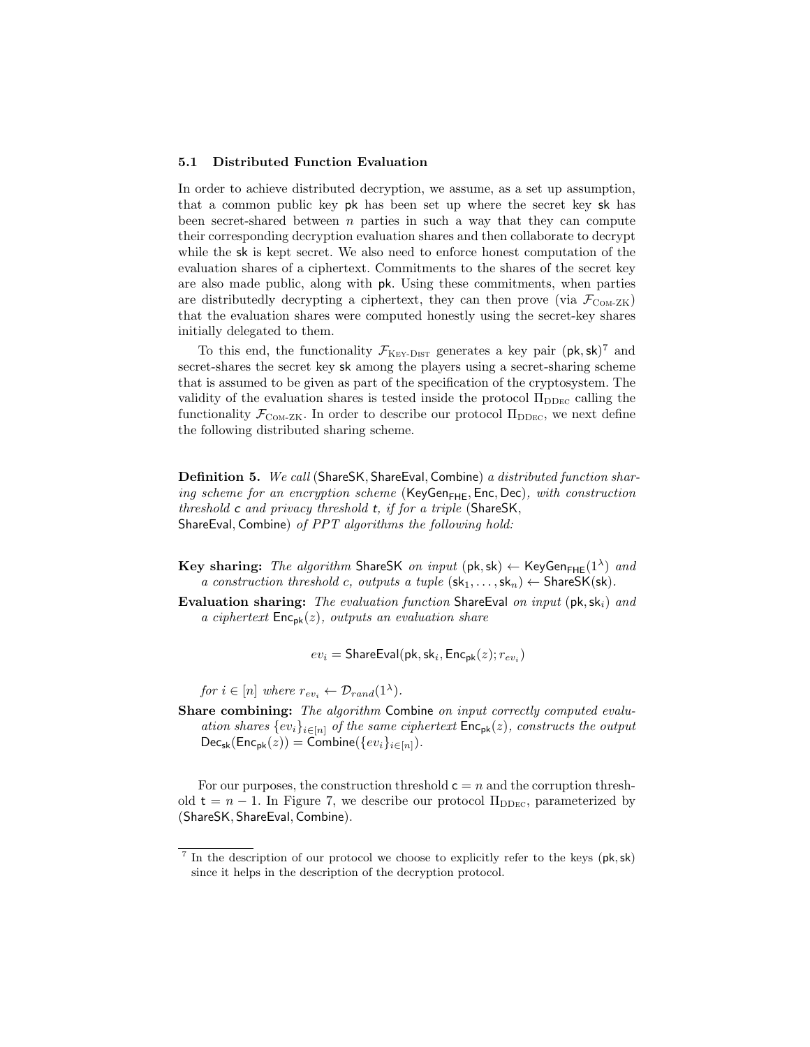### 5.1 Distributed Function Evaluation

In order to achieve distributed decryption, we assume, as a set up assumption, that a common public key $\mathsf{pk}$ has been set up where the secret key $\mathsf{sk}$ has been secret-shared between $n$ parties in such a way that they can compute their corresponding decryption evaluation shares and then collaborate to decrypt while the $\mathsf{sk}$ is kept secret. We also need to enforce honest computation of the evaluation shares of a ciphertext. Commitments to the shares of the secret key are also made public, along with $\mathsf{pk}$. Using these commitments, when parties are distributedly decrypting a ciphertext, they can then prove (via $\mathcal{F}_{\text{Com-ZK}}$) that the evaluation shares were computed honestly using the secret-key shares initially delegated to them.

To this end, the functionality $\mathcal{F}_{\text{Key-Dist}}$ generates a key pair $(\mathsf{pk}, \mathsf{sk})$[7] and secret-shares the secret key $\mathsf{sk}$ among the players using a secret-sharing scheme that is assumed to be given as part of the specification of the cryptosystem. The validity of the evaluation shares is tested inside the protocol $\Pi_{\text{DDec}}$ calling the functionality $\mathcal{F}_{\text{Com-ZK}}$. In order to describe our protocol $\Pi_{\text{DDec}}$, we next define the following distributed sharing scheme.

**Definition 5.** *We call* $(\mathsf{ShareSK}, \mathsf{ShareEval}, \mathsf{Combine})$ *a distributed function sharing scheme for an encryption scheme* $(\mathsf{KeyGen}_{\mathsf{FHE}}, \mathsf{Enc}, \mathsf{Dec})$*, with construction threshold* $\mathsf{c}$ *and privacy threshold* $\mathsf{t}$*, if for a triple* $(\mathsf{ShareSK}, \mathsf{ShareEval}, \mathsf{Combine})$ *of PPT algorithms the following hold:*

**Key sharing:** *The algorithm* $\mathsf{ShareSK}$ *on input* $(\mathsf{pk}, \mathsf{sk}) \leftarrow \mathsf{KeyGen}_{\mathsf{FHE}}(1^\lambda)$ *and a construction threshold* $c$*, outputs a tuple* $(\mathsf{sk}_1, \ldots, \mathsf{sk}_n) \leftarrow \mathsf{ShareSK}(\mathsf{sk})$*.*

**Evaluation sharing:** *The evaluation function* $\mathsf{ShareEval}$ *on input* $(\mathsf{pk}, \mathsf{sk}_i)$ *and a ciphertext* $\mathsf{Enc}_{\mathsf{pk}}(z)$*, outputs an evaluation share*

$$ev_i = \mathsf{ShareEval}(\mathsf{pk}, \mathsf{sk}_i, \mathsf{Enc}_{\mathsf{pk}}(z); r_{ev_i})$$

*for* $i \in [n]$ *where* $r_{ev_i} \leftarrow \mathcal{D}_{rand}(1^\lambda)$*.*

**Share combining:** *The algorithm* $\mathsf{Combine}$ *on input correctly computed evaluation shares* $\{ev_i\}_{i\in[n]}$ *of the same ciphertext* $\mathsf{Enc}_{\mathsf{pk}}(z)$*, constructs the output* $\mathsf{Dec}_{\mathsf{sk}}(\mathsf{Enc}_{\mathsf{pk}}(z)) = \mathsf{Combine}(\{ev_i\}_{i\in[n]})$*.*

For our purposes, the construction threshold $\mathsf{c} = n$ and the corruption threshold $\mathsf{t} = n - 1$. In Figure 7, we describe our protocol $\Pi_{\text{DDec}}$, parameterized by $(\mathsf{ShareSK}, \mathsf{ShareEval}, \mathsf{Combine})$.

[7] In the description of our protocol we choose to explicitly refer to the keys $(\mathsf{pk}, \mathsf{sk})$ since it helps in the description of the decryption protocol.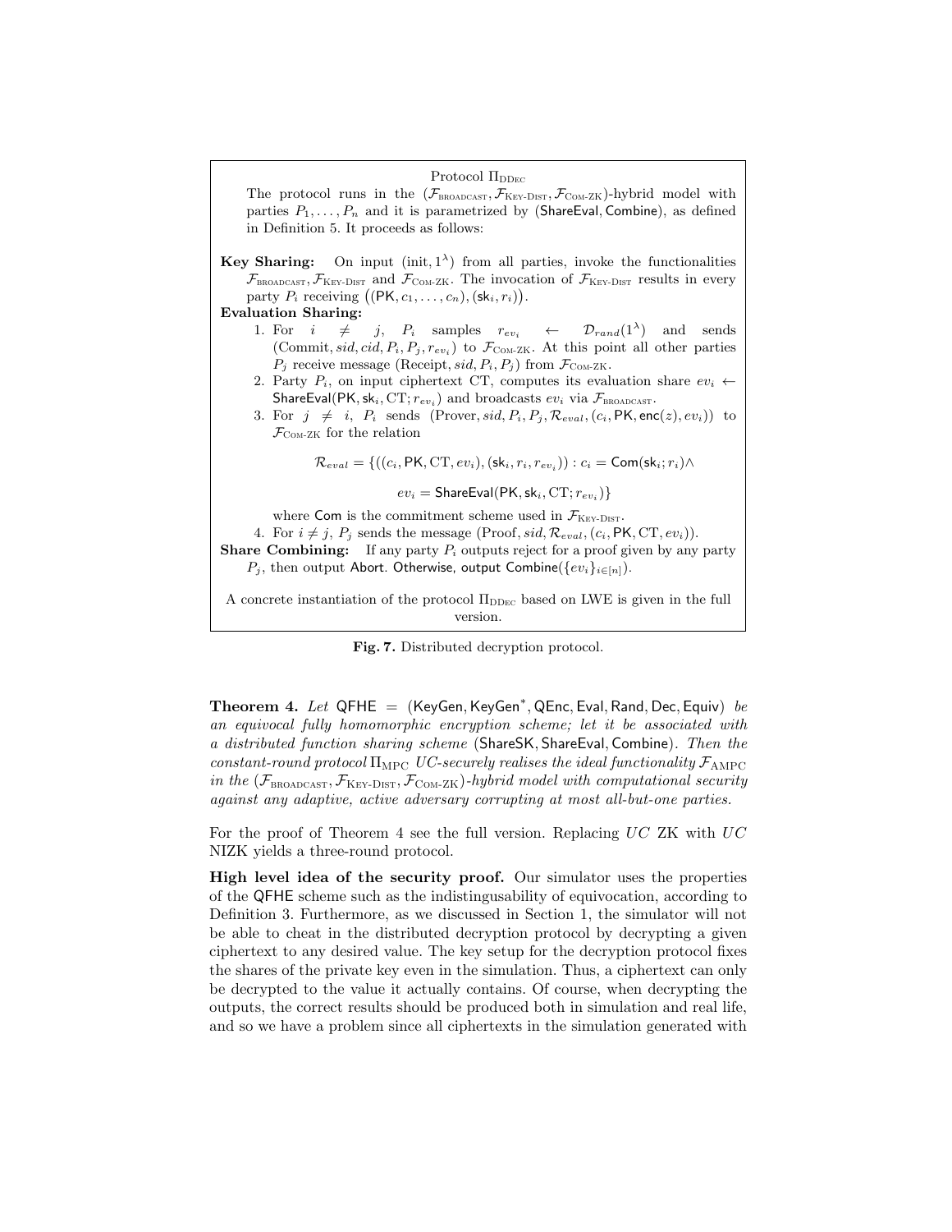**Protocol $\Pi_{\text{DDec}}$**

The protocol runs in the $(\mathcal{F}_{\text{BROADCAST}}, \mathcal{F}_{\text{Key-Dist}}, \mathcal{F}_{\text{Com-ZK}})$-hybrid model with parties $P_1, \ldots, P_n$ and it is parametrized by (ShareEval, Combine), as defined in Definition 5. It proceeds as follows:

**Key Sharing:** On input $(\text{init}, 1^\lambda)$ from all parties, invoke the functionalities $\mathcal{F}_{\text{BROADCAST}}, \mathcal{F}_{\text{Key-Dist}}$ and $\mathcal{F}_{\text{Com-ZK}}$. The invocation of $\mathcal{F}_{\text{Key-Dist}}$ results in every party $P_i$ receiving $\big((\mathsf{PK}, c_1, \ldots, c_n), (\mathsf{sk}_i, r_i)\big)$.

**Evaluation Sharing:**

1. For $i \neq j$, $P_i$ samples $r_{ev_i} \leftarrow \mathcal{D}_{rand}(1^\lambda)$ and sends $(\text{Commit}, sid, cid, P_i, P_j, r_{ev_i})$ to $\mathcal{F}_{\text{Com-ZK}}$. At this point all other parties $P_j$ receive message $(\text{Receipt}, sid, P_i, P_j)$ from $\mathcal{F}_{\text{Com-ZK}}$.
2. Party $P_i$, on input ciphertext CT, computes its evaluation share $ev_i \leftarrow \mathsf{ShareEval}(\mathsf{PK}, \mathsf{sk}_i, \text{CT}; r_{ev_i})$ and broadcasts $ev_i$ via $\mathcal{F}_{\text{BROADCAST}}$.
3. For $j \neq i$, $P_i$ sends $(\text{Prover}, sid, P_i, P_j, \mathcal{R}_{eval}, (c_i, \mathsf{PK}, \mathsf{enc}(z), ev_i))$ to $\mathcal{F}_{\text{Com-ZK}}$ for the relation
$$\mathcal{R}_{eval} = \{((c_i, \mathsf{PK}, \text{CT}, ev_i), (\mathsf{sk}_i, r_i, r_{ev_i})) : c_i = \mathsf{Com}(\mathsf{sk}_i; r_i) \wedge$$
$$ev_i = \mathsf{ShareEval}(\mathsf{PK}, \mathsf{sk}_i, \text{CT}; r_{ev_i})\}$$
where Com is the commitment scheme used in $\mathcal{F}_{\text{Key-Dist}}$.
4. For $i \neq j$, $P_j$ sends the message $(\text{Proof}, sid, \mathcal{R}_{eval}, (c_i, \mathsf{PK}, \text{CT}, ev_i))$.

**Share Combining:** If any party $P_i$ outputs reject for a proof given by any party $P_j$, then output Abort. Otherwise, output $\mathsf{Combine}(\{ev_i\}_{i\in[n]})$.

A concrete instantiation of the protocol $\Pi_{\text{DDec}}$ based on LWE is given in the full version.

**Fig. 7.** Distributed decryption protocol.

**Theorem 4.** *Let* $\mathsf{QFHE} = (\mathsf{KeyGen}, \mathsf{KeyGen}^*, \mathsf{QEnc}, \mathsf{Eval}, \mathsf{Rand}, \mathsf{Dec}, \mathsf{Equiv})$ *be an equivocal fully homomorphic encryption scheme; let it be associated with a distributed function sharing scheme* (ShareSK, ShareEval, Combine)*. Then the constant-round protocol* $\Pi_{\text{MPC}}$ *UC-securely realises the ideal functionality* $\mathcal{F}_{\text{AMPC}}$ *in the* $(\mathcal{F}_{\text{BROADCAST}}, \mathcal{F}_{\text{Key-Dist}}, \mathcal{F}_{\text{Com-ZK}})$*-hybrid model with computational security against any adaptive, active adversary corrupting at most all-but-one parties.*

For the proof of Theorem 4 see the full version. Replacing *UC* ZK with *UC* NIZK yields a three-round protocol.

**High level idea of the security proof.** Our simulator uses the properties of the QFHE scheme such as the indistingusability of equivocation, according to Definition 3. Furthermore, as we discussed in Section 1, the simulator will not be able to cheat in the distributed decryption protocol by decrypting a given ciphertext to any desired value. The key setup for the decryption protocol fixes the shares of the private key even in the simulation. Thus, a ciphertext can only be decrypted to the value it actually contains. Of course, when decrypting the outputs, the correct results should be produced both in simulation and real life, and so we have a problem since all ciphertexts in the simulation generated with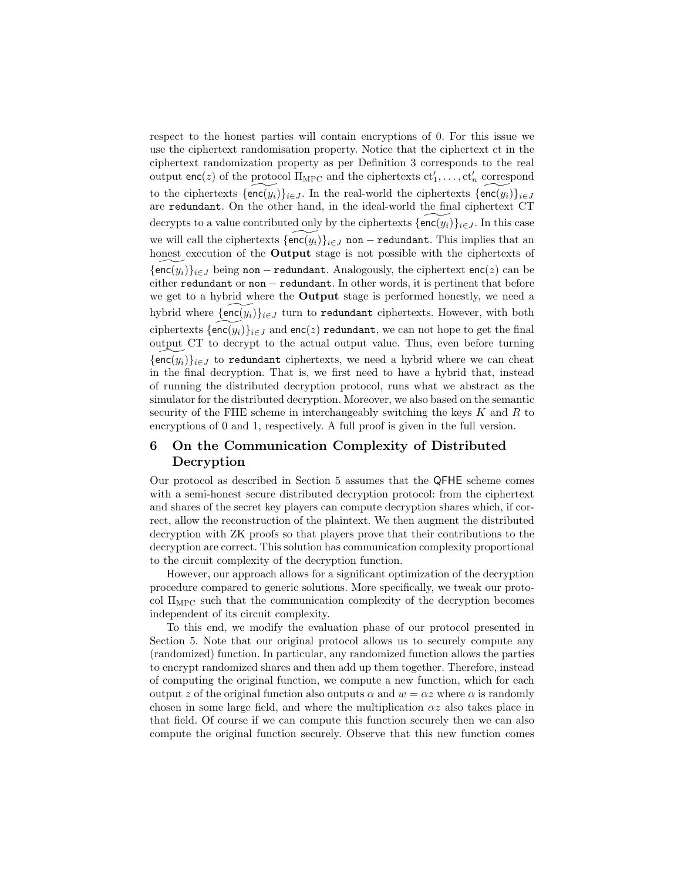respect to the honest parties will contain encryptions of 0. For this issue we use the ciphertext randomisation property. Notice that the ciphertext ct in the ciphertext randomization property as per Definition 3 corresponds to the real output $\mathsf{enc}(z)$ of the protocol $\Pi_{\mathrm{MPC}}$ and the ciphertexts $\mathrm{ct}'_1, \ldots, \mathrm{ct}'_n$ correspond to the ciphertexts $\{\widetilde{\mathsf{enc}(y_i)}\}_{i \in J}$. In the real-world the ciphertexts $\{\widetilde{\mathsf{enc}(y_i)}\}_{i \in J}$ are `redundant`. On the other hand, in the ideal-world the final ciphertext CT decrypts to a value contributed only by the ciphertexts $\{\widetilde{\mathsf{enc}(y_i)}\}_{i \in J}$. In this case we will call the ciphertexts $\{\widetilde{\mathsf{enc}(y_i)}\}_{i \in J}$ `non − redundant`. This implies that an honest execution of the **Output** stage is not possible with the ciphertexts of $\{\widetilde{\mathsf{enc}(y_i)}\}_{i \in J}$ being `non − redundant`. Analogously, the ciphertext $\mathsf{enc}(z)$ can be either `redundant` or `non − redundant`. In other words, it is pertinent that before we get to a hybrid where the **Output** stage is performed honestly, we need a hybrid where $\{\widetilde{\mathsf{enc}(y_i)}\}_{i \in J}$ turn to `redundant` ciphertexts. However, with both ciphertexts $\{\widetilde{\mathsf{enc}(y_i)}\}_{i \in J}$ and $\mathsf{enc}(z)$ `redundant`, we can not hope to get the final output CT to decrypt to the actual output value. Thus, even before turning $\{\widetilde{\mathsf{enc}(y_i)}\}_{i \in J}$ to `redundant` ciphertexts, we need a hybrid where we can cheat in the final decryption. That is, we first need to have a hybrid that, instead of running the distributed decryption protocol, runs what we abstract as the simulator for the distributed decryption. Moreover, we also based on the semantic security of the FHE scheme in interchangeably switching the keys $K$ and $R$ to encryptions of 0 and 1, respectively. A full proof is given in the full version.

# 6 On the Communication Complexity of Distributed Decryption

Our protocol as described in Section 5 assumes that the QFHE scheme comes with a semi-honest secure distributed decryption protocol: from the ciphertext and shares of the secret key players can compute decryption shares which, if correct, allow the reconstruction of the plaintext. We then augment the distributed decryption with ZK proofs so that players prove that their contributions to the decryption are correct. This solution has communication complexity proportional to the circuit complexity of the decryption function.

However, our approach allows for a significant optimization of the decryption procedure compared to generic solutions. More specifically, we tweak our protocol $\Pi_{\mathrm{MPC}}$ such that the communication complexity of the decryption becomes independent of its circuit complexity.

To this end, we modify the evaluation phase of our protocol presented in Section 5. Note that our original protocol allows us to securely compute any (randomized) function. In particular, any randomized function allows the parties to encrypt randomized shares and then add up them together. Therefore, instead of computing the original function, we compute a new function, which for each output $z$ of the original function also outputs $\alpha$ and $w = \alpha z$ where $\alpha$ is randomly chosen in some large field, and where the multiplication $\alpha z$ also takes place in that field. Of course if we can compute this function securely then we can also compute the original function securely. Observe that this new function comes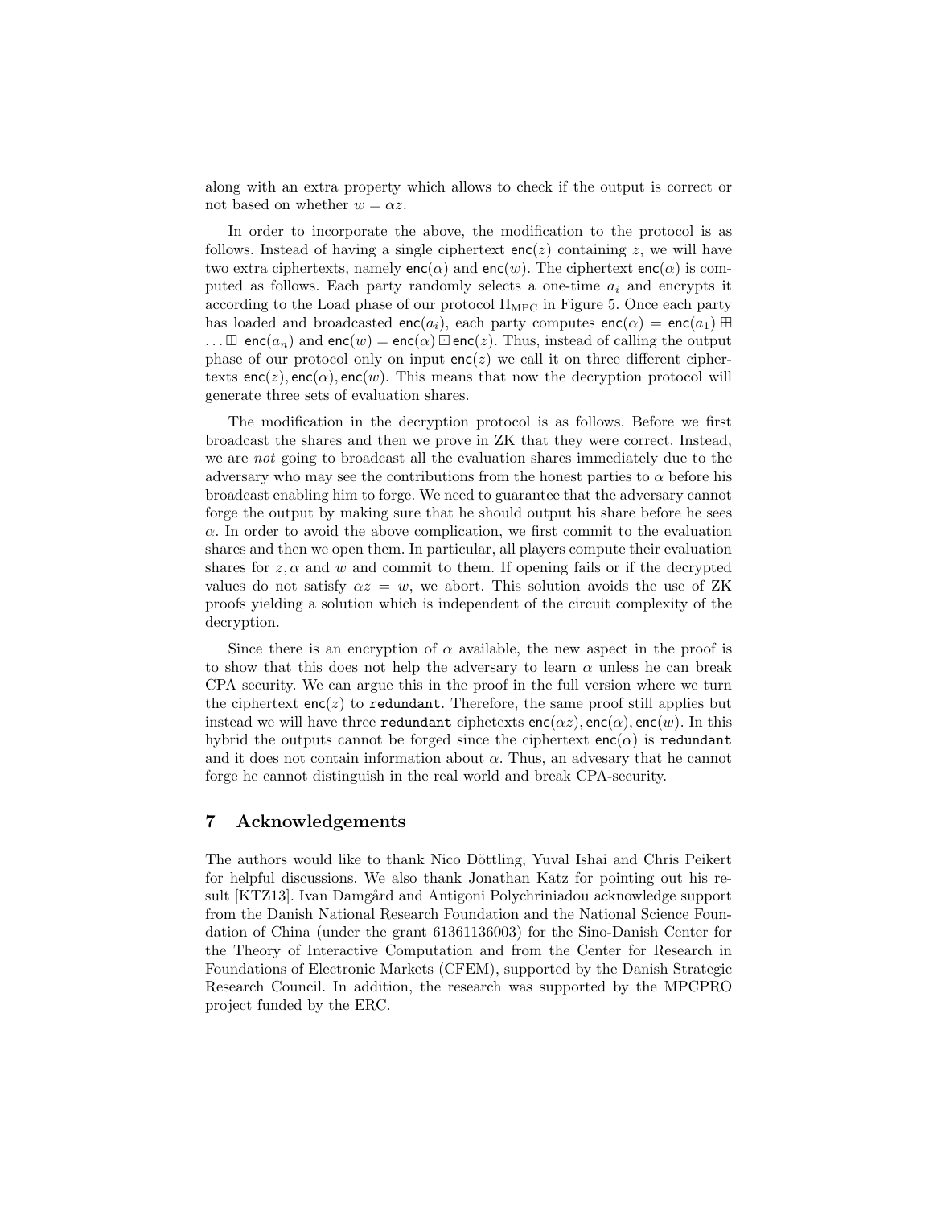along with an extra property which allows to check if the output is correct or not based on whether $w = \alpha z$.

In order to incorporate the above, the modification to the protocol is as follows. Instead of having a single ciphertext $\mathsf{enc}(z)$ containing $z$, we will have two extra ciphertexts, namely $\mathsf{enc}(\alpha)$ and $\mathsf{enc}(w)$. The ciphertext $\mathsf{enc}(\alpha)$ is computed as follows. Each party randomly selects a one-time $a_i$ and encrypts it according to the Load phase of our protocol $\Pi_{\text{MPC}}$ in Figure 5. Once each party has loaded and broadcasted $\mathsf{enc}(a_i)$, each party computes $\mathsf{enc}(\alpha) = \mathsf{enc}(a_1) \boxplus \ldots \boxplus \mathsf{enc}(a_n)$ and $\mathsf{enc}(w) = \mathsf{enc}(\alpha) \boxdot \mathsf{enc}(z)$. Thus, instead of calling the output phase of our protocol only on input $\mathsf{enc}(z)$ we call it on three different ciphertexts $\mathsf{enc}(z), \mathsf{enc}(\alpha), \mathsf{enc}(w)$. This means that now the decryption protocol will generate three sets of evaluation shares.

The modification in the decryption protocol is as follows. Before we first broadcast the shares and then we prove in ZK that they were correct. Instead, we are *not* going to broadcast all the evaluation shares immediately due to the adversary who may see the contributions from the honest parties to $\alpha$ before his broadcast enabling him to forge. We need to guarantee that the adversary cannot forge the output by making sure that he should output his share before he sees $\alpha$. In order to avoid the above complication, we first commit to the evaluation shares and then we open them. In particular, all players compute their evaluation shares for $z, \alpha$ and $w$ and commit to them. If opening fails or if the decrypted values do not satisfy $\alpha z = w$, we abort. This solution avoids the use of ZK proofs yielding a solution which is independent of the circuit complexity of the decryption.

Since there is an encryption of $\alpha$ available, the new aspect in the proof is to show that this does not help the adversary to learn $\alpha$ unless he can break CPA security. We can argue this in the proof in the full version where we turn the ciphertext $\mathsf{enc}(z)$ to `redundant`. Therefore, the same proof still applies but instead we will have three `redundant` ciphetexts $\mathsf{enc}(\alpha z), \mathsf{enc}(\alpha), \mathsf{enc}(w)$. In this hybrid the outputs cannot be forged since the ciphertext $\mathsf{enc}(\alpha)$ is `redundant` and it does not contain information about $\alpha$. Thus, an advesary that he cannot forge he cannot distinguish in the real world and break CPA-security.

## 7 Acknowledgements

The authors would like to thank Nico Döttling, Yuval Ishai and Chris Peikert for helpful discussions. We also thank Jonathan Katz for pointing out his result [KTZ13]. Ivan Damgård and Antigoni Polychriniadou acknowledge support from the Danish National Research Foundation and the National Science Foundation of China (under the grant 61361136003) for the Sino-Danish Center for the Theory of Interactive Computation and from the Center for Research in Foundations of Electronic Markets (CFEM), supported by the Danish Strategic Research Council. In addition, the research was supported by the MPCPRO project funded by the ERC.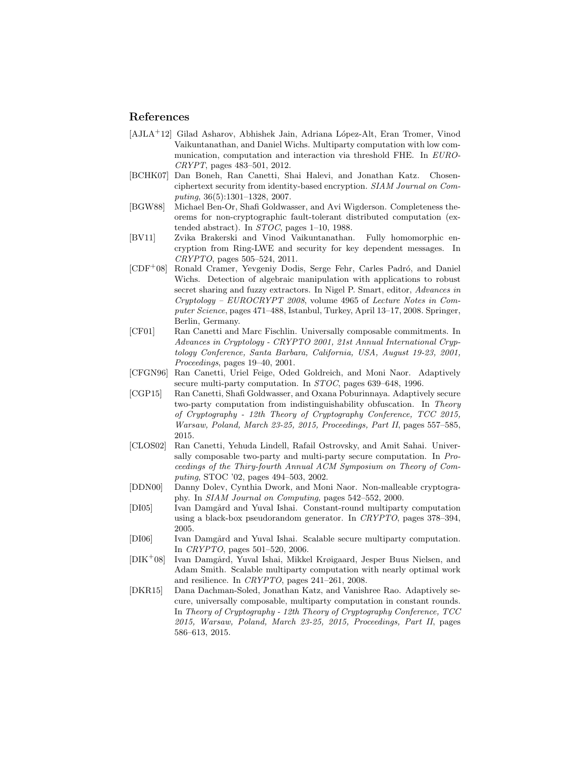## References

- [AJLA+12] Gilad Asharov, Abhishek Jain, Adriana López-Alt, Eran Tromer, Vinod Vaikuntanathan, and Daniel Wichs. Multiparty computation with low communication, computation and interaction via threshold FHE. In *EUROCRYPT*, pages 483–501, 2012.
- [BCHK07] Dan Boneh, Ran Canetti, Shai Halevi, and Jonathan Katz. Chosen-ciphertext security from identity-based encryption. *SIAM Journal on Computing*, 36(5):1301–1328, 2007.
- [BGW88] Michael Ben-Or, Shafi Goldwasser, and Avi Wigderson. Completeness theorems for non-cryptographic fault-tolerant distributed computation (extended abstract). In *STOC*, pages 1–10, 1988.
- [BV11] Zvika Brakerski and Vinod Vaikuntanathan. Fully homomorphic encryption from Ring-LWE and security for key dependent messages. In *CRYPTO*, pages 505–524, 2011.
- [CDF+08] Ronald Cramer, Yevgeniy Dodis, Serge Fehr, Carles Padró, and Daniel Wichs. Detection of algebraic manipulation with applications to robust secret sharing and fuzzy extractors. In Nigel P. Smart, editor, *Advances in Cryptology – EUROCRYPT 2008*, volume 4965 of *Lecture Notes in Computer Science*, pages 471–488, Istanbul, Turkey, April 13–17, 2008. Springer, Berlin, Germany.
- [CF01] Ran Canetti and Marc Fischlin. Universally composable commitments. In *Advances in Cryptology - CRYPTO 2001, 21st Annual International Cryptology Conference, Santa Barbara, California, USA, August 19-23, 2001, Proceedings*, pages 19–40, 2001.
- [CFGN96] Ran Canetti, Uriel Feige, Oded Goldreich, and Moni Naor. Adaptively secure multi-party computation. In *STOC*, pages 639–648, 1996.
- [CGP15] Ran Canetti, Shafi Goldwasser, and Oxana Poburinnaya. Adaptively secure two-party computation from indistinguishability obfuscation. In *Theory of Cryptography - 12th Theory of Cryptography Conference, TCC 2015, Warsaw, Poland, March 23-25, 2015, Proceedings, Part II*, pages 557–585, 2015.
- [CLOS02] Ran Canetti, Yehuda Lindell, Rafail Ostrovsky, and Amit Sahai. Universally composable two-party and multi-party secure computation. In *Proceedings of the Thiry-fourth Annual ACM Symposium on Theory of Computing*, STOC '02, pages 494–503, 2002.
- [DDN00] Danny Dolev, Cynthia Dwork, and Moni Naor. Non-malleable cryptography. In *SIAM Journal on Computing*, pages 542–552, 2000.
- [DI05] Ivan Damgård and Yuval Ishai. Constant-round multiparty computation using a black-box pseudorandom generator. In *CRYPTO*, pages 378–394, 2005.
- [DI06] Ivan Damgård and Yuval Ishai. Scalable secure multiparty computation. In *CRYPTO*, pages 501–520, 2006.
- [DIK+08] Ivan Damgård, Yuval Ishai, Mikkel Krøigaard, Jesper Buus Nielsen, and Adam Smith. Scalable multiparty computation with nearly optimal work and resilience. In *CRYPTO*, pages 241–261, 2008.
- [DKR15] Dana Dachman-Soled, Jonathan Katz, and Vanishree Rao. Adaptively secure, universally composable, multiparty computation in constant rounds. In *Theory of Cryptography - 12th Theory of Cryptography Conference, TCC 2015, Warsaw, Poland, March 23-25, 2015, Proceedings, Part II*, pages 586–613, 2015.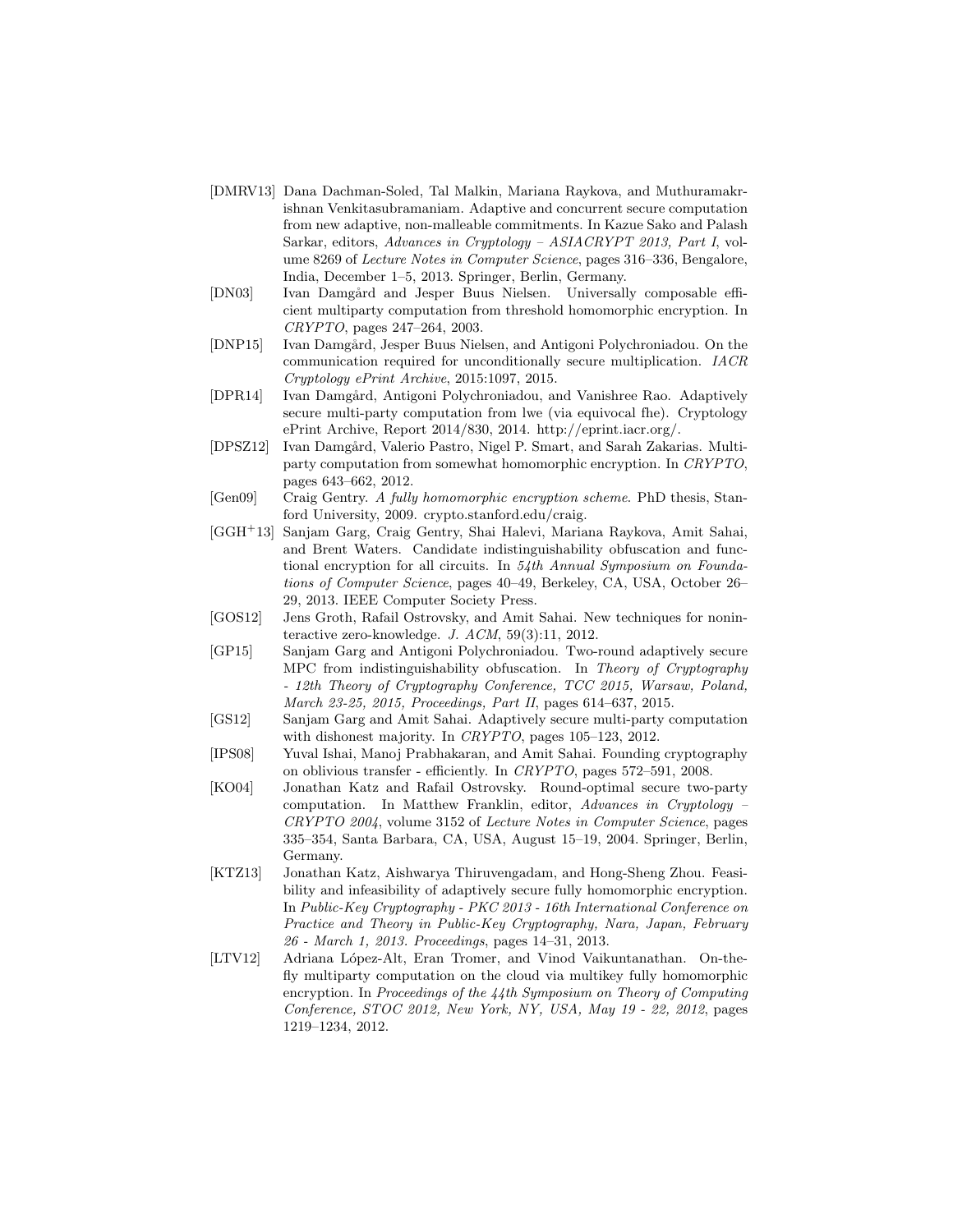[DMRV13] Dana Dachman-Soled, Tal Malkin, Mariana Raykova, and Muthuramakrishnan Venkitasubramaniam. Adaptive and concurrent secure computation from new adaptive, non-malleable commitments. In Kazue Sako and Palash Sarkar, editors, *Advances in Cryptology – ASIACRYPT 2013, Part I*, volume 8269 of *Lecture Notes in Computer Science*, pages 316–336, Bengalore, India, December 1–5, 2013. Springer, Berlin, Germany.

[DN03] Ivan Damgård and Jesper Buus Nielsen. Universally composable efficient multiparty computation from threshold homomorphic encryption. In *CRYPTO*, pages 247–264, 2003.

[DNP15] Ivan Damgård, Jesper Buus Nielsen, and Antigoni Polychroniadou. On the communication required for unconditionally secure multiplication. *IACR Cryptology ePrint Archive*, 2015:1097, 2015.

[DPR14] Ivan Damgård, Antigoni Polychroniadou, and Vanishree Rao. Adaptively secure multi-party computation from lwe (via equivocal fhe). Cryptology ePrint Archive, Report 2014/830, 2014. http://eprint.iacr.org/.

[DPSZ12] Ivan Damgård, Valerio Pastro, Nigel P. Smart, and Sarah Zakarias. Multiparty computation from somewhat homomorphic encryption. In *CRYPTO*, pages 643–662, 2012.

[Gen09] Craig Gentry. *A fully homomorphic encryption scheme*. PhD thesis, Stanford University, 2009. crypto.stanford.edu/craig.

[GGH+13] Sanjam Garg, Craig Gentry, Shai Halevi, Mariana Raykova, Amit Sahai, and Brent Waters. Candidate indistinguishability obfuscation and functional encryption for all circuits. In *54th Annual Symposium on Foundations of Computer Science*, pages 40–49, Berkeley, CA, USA, October 26–29, 2013. IEEE Computer Society Press.

[GOS12] Jens Groth, Rafail Ostrovsky, and Amit Sahai. New techniques for noninteractive zero-knowledge. *J. ACM*, 59(3):11, 2012.

[GP15] Sanjam Garg and Antigoni Polychroniadou. Two-round adaptively secure MPC from indistinguishability obfuscation. In *Theory of Cryptography - 12th Theory of Cryptography Conference, TCC 2015, Warsaw, Poland, March 23-25, 2015, Proceedings, Part II*, pages 614–637, 2015.

[GS12] Sanjam Garg and Amit Sahai. Adaptively secure multi-party computation with dishonest majority. In *CRYPTO*, pages 105–123, 2012.

[IPS08] Yuval Ishai, Manoj Prabhakaran, and Amit Sahai. Founding cryptography on oblivious transfer - efficiently. In *CRYPTO*, pages 572–591, 2008.

[KO04] Jonathan Katz and Rafail Ostrovsky. Round-optimal secure two-party computation. In Matthew Franklin, editor, *Advances in Cryptology – CRYPTO 2004*, volume 3152 of *Lecture Notes in Computer Science*, pages 335–354, Santa Barbara, CA, USA, August 15–19, 2004. Springer, Berlin, Germany.

[KTZ13] Jonathan Katz, Aishwarya Thiruvengadam, and Hong-Sheng Zhou. Feasibility and infeasibility of adaptively secure fully homomorphic encryption. In *Public-Key Cryptography - PKC 2013 - 16th International Conference on Practice and Theory in Public-Key Cryptography, Nara, Japan, February 26 - March 1, 2013. Proceedings*, pages 14–31, 2013.

[LTV12] Adriana López-Alt, Eran Tromer, and Vinod Vaikuntanathan. On-the-fly multiparty computation on the cloud via multikey fully homomorphic encryption. In *Proceedings of the 44th Symposium on Theory of Computing Conference, STOC 2012, New York, NY, USA, May 19 - 22, 2012*, pages 1219–1234, 2012.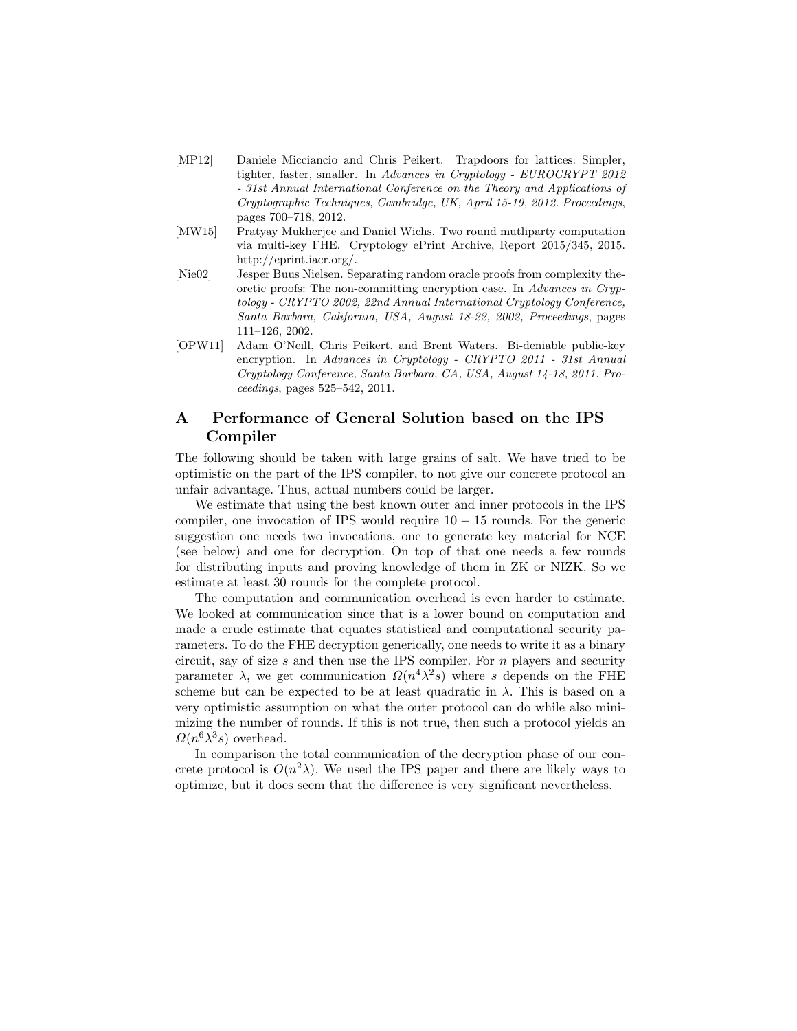[MP12] Daniele Micciancio and Chris Peikert. Trapdoors for lattices: Simpler, tighter, faster, smaller. In *Advances in Cryptology - EUROCRYPT 2012 - 31st Annual International Conference on the Theory and Applications of Cryptographic Techniques, Cambridge, UK, April 15-19, 2012. Proceedings*, pages 700–718, 2012.

[MW15] Pratyay Mukherjee and Daniel Wichs. Two round mutliparty computation via multi-key FHE. Cryptology ePrint Archive, Report 2015/345, 2015. http://eprint.iacr.org/.

[Nie02] Jesper Buus Nielsen. Separating random oracle proofs from complexity theoretic proofs: The non-committing encryption case. In *Advances in Cryptology - CRYPTO 2002, 22nd Annual International Cryptology Conference, Santa Barbara, California, USA, August 18-22, 2002, Proceedings*, pages 111–126, 2002.

[OPW11] Adam O'Neill, Chris Peikert, and Brent Waters. Bi-deniable public-key encryption. In *Advances in Cryptology - CRYPTO 2011 - 31st Annual Cryptology Conference, Santa Barbara, CA, USA, August 14-18, 2011. Proceedings*, pages 525–542, 2011.

## A Performance of General Solution based on the IPS Compiler

The following should be taken with large grains of salt. We have tried to be optimistic on the part of the IPS compiler, to not give our concrete protocol an unfair advantage. Thus, actual numbers could be larger.

We estimate that using the best known outer and inner protocols in the IPS compiler, one invocation of IPS would require $10 - 15$ rounds. For the generic suggestion one needs two invocations, one to generate key material for NCE (see below) and one for decryption. On top of that one needs a few rounds for distributing inputs and proving knowledge of them in ZK or NIZK. So we estimate at least 30 rounds for the complete protocol.

The computation and communication overhead is even harder to estimate. We looked at communication since that is a lower bound on computation and made a crude estimate that equates statistical and computational security parameters. To do the FHE decryption generically, one needs to write it as a binary circuit, say of size $s$ and then use the IPS compiler. For $n$ players and security parameter $\lambda$, we get communication $\Omega(n^4\lambda^2 s)$ where $s$ depends on the FHE scheme but can be expected to be at least quadratic in $\lambda$. This is based on a very optimistic assumption on what the outer protocol can do while also minimizing the number of rounds. If this is not true, then such a protocol yields an $\Omega(n^6\lambda^3 s)$ overhead.

In comparison the total communication of the decryption phase of our concrete protocol is $O(n^2\lambda)$. We used the IPS paper and there are likely ways to optimize, but it does seem that the difference is very significant nevertheless.